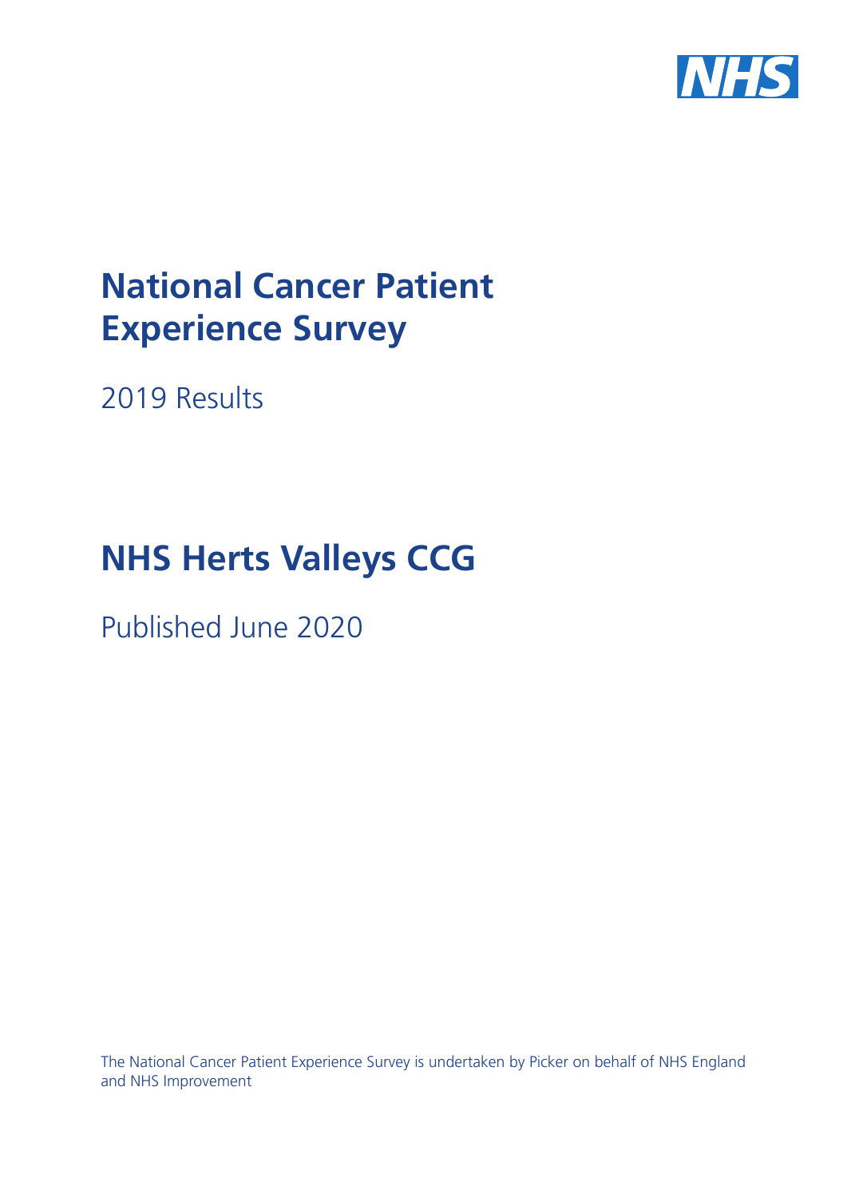# National Cancer Patient Experience Survey

2019 Results

# NHS Herts Valleys CCG

Published June 2020

The National Cancer Patient Experience Survey is undertaken by Picker on behalf of NHS England and NHS Improvement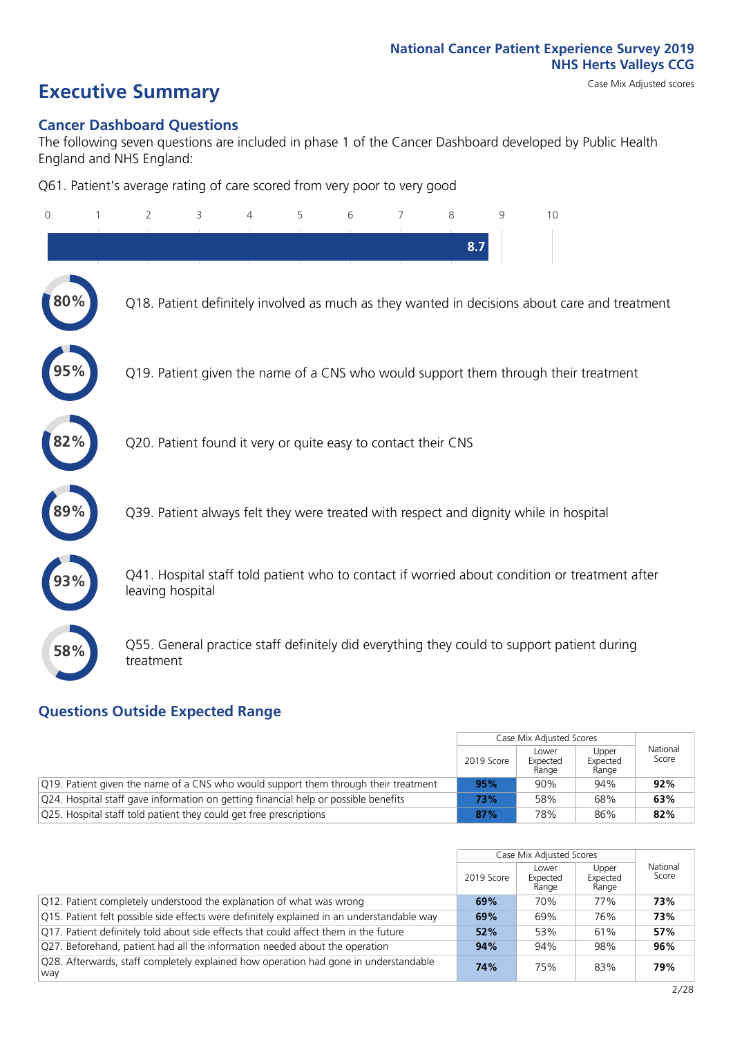# Executive Summary

Case Mix Adjusted scores

## Cancer Dashboard Questions

The following seven questions are included in phase 1 of the Cancer Dashboard developed by Public Health England and NHS England:

Q61. Patient's average rating of care scored from very poor to very good

8.7

- **80%** Q18. Patient definitely involved as much as they wanted in decisions about care and treatment
- **95%** Q19. Patient given the name of a CNS who would support them through their treatment
- **82%** Q20. Patient found it very or quite easy to contact their CNS
- **89%** Q39. Patient always felt they were treated with respect and dignity while in hospital
- **93%** Q41. Hospital staff told patient who to contact if worried about condition or treatment after leaving hospital
- **58%** Q55. General practice staff definitely did everything they could to support patient during treatment

## Questions Outside Expected Range

| | Case Mix Adjusted Scores | | | National Score |
|---|---|---|---|---|
| | 2019 Score | Lower Expected Range | Upper Expected Range | |
| Q19. Patient given the name of a CNS who would support them through their treatment | **95%** | 90% | 94% | **92%** |
| Q24. Hospital staff gave information on getting financial help or possible benefits | **73%** | 58% | 68% | **63%** |
| Q25. Hospital staff told patient they could get free prescriptions | **87%** | 78% | 86% | **82%** |

| | Case Mix Adjusted Scores | | | National Score |
|---|---|---|---|---|
| | 2019 Score | Lower Expected Range | Upper Expected Range | |
| Q12. Patient completely understood the explanation of what was wrong | **69%** | 70% | 77% | **73%** |
| Q15. Patient felt possible side effects were definitely explained in an understandable way | **69%** | 69% | 76% | **73%** |
| Q17. Patient definitely told about side effects that could affect them in the future | **52%** | 53% | 61% | **57%** |
| Q27. Beforehand, patient had all the information needed about the operation | **94%** | 94% | 98% | **96%** |
| Q28. Afterwards, staff completely explained how operation had gone in understandable way | **74%** | 75% | 83% | **79%** |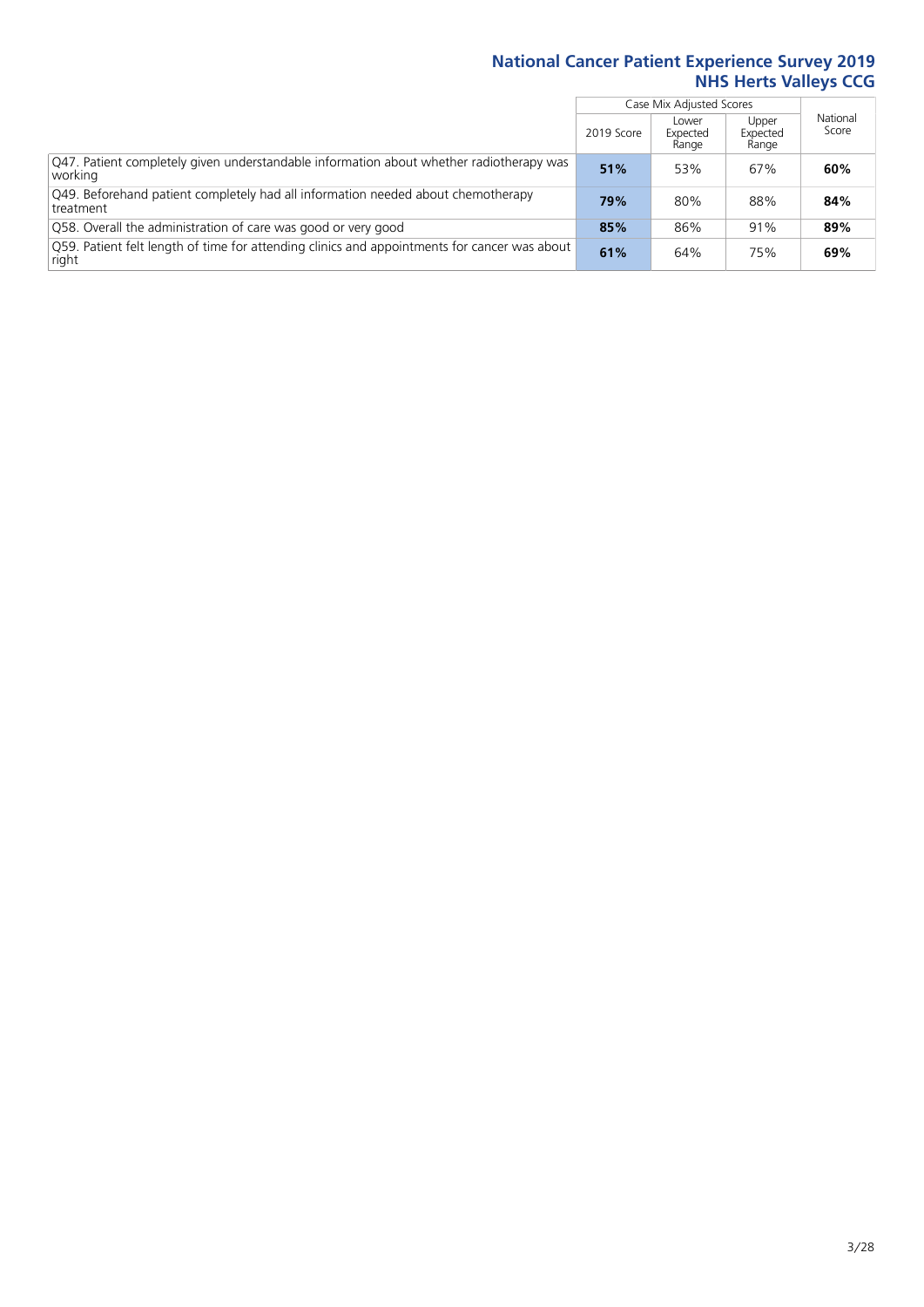| | Case Mix Adjusted Scores | | | National Score |
|---|---|---|---|---|
| | 2019 Score | Lower Expected Range | Upper Expected Range | |
| Q47. Patient completely given understandable information about whether radiotherapy was working | **51%** | 53% | 67% | **60%** |
| Q49. Beforehand patient completely had all information needed about chemotherapy treatment | **79%** | 80% | 88% | **84%** |
| Q58. Overall the administration of care was good or very good | **85%** | 86% | 91% | **89%** |
| Q59. Patient felt length of time for attending clinics and appointments for cancer was about right | **61%** | 64% | 75% | **69%** |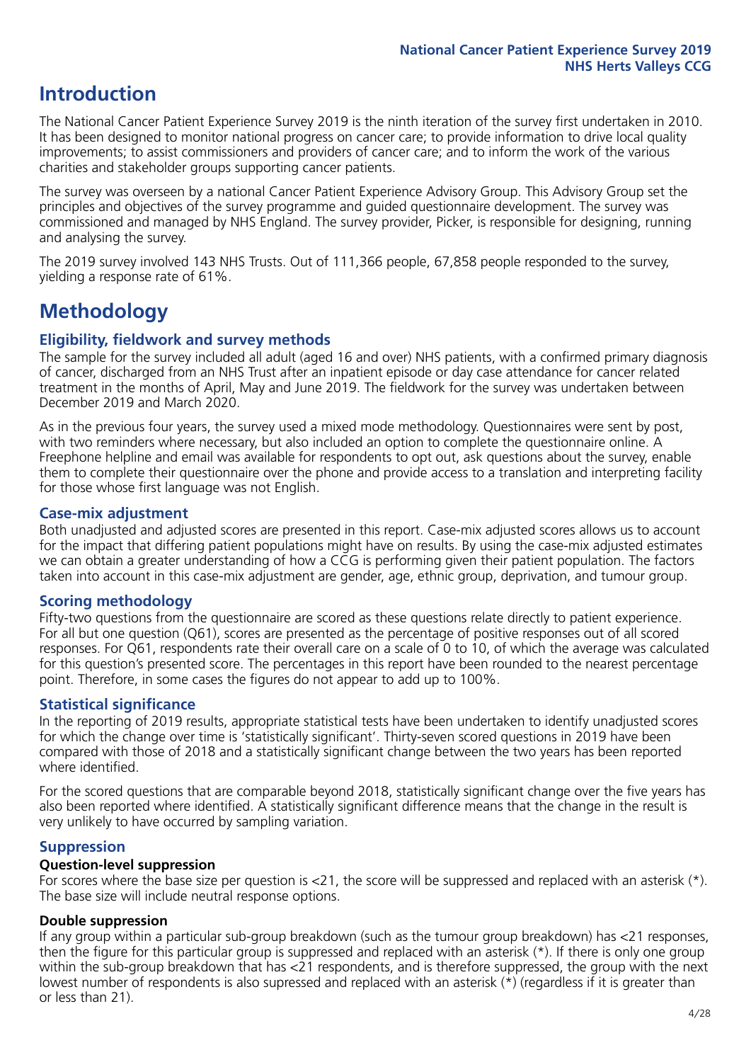# Introduction

The National Cancer Patient Experience Survey 2019 is the ninth iteration of the survey first undertaken in 2010. It has been designed to monitor national progress on cancer care; to provide information to drive local quality improvements; to assist commissioners and providers of cancer care; and to inform the work of the various charities and stakeholder groups supporting cancer patients.

The survey was overseen by a national Cancer Patient Experience Advisory Group. This Advisory Group set the principles and objectives of the survey programme and guided questionnaire development. The survey was commissioned and managed by NHS England. The survey provider, Picker, is responsible for designing, running and analysing the survey.

The 2019 survey involved 143 NHS Trusts. Out of 111,366 people, 67,858 people responded to the survey, yielding a response rate of 61%.

# Methodology

## Eligibility, fieldwork and survey methods

The sample for the survey included all adult (aged 16 and over) NHS patients, with a confirmed primary diagnosis of cancer, discharged from an NHS Trust after an inpatient episode or day case attendance for cancer related treatment in the months of April, May and June 2019. The fieldwork for the survey was undertaken between December 2019 and March 2020.

As in the previous four years, the survey used a mixed mode methodology. Questionnaires were sent by post, with two reminders where necessary, but also included an option to complete the questionnaire online. A Freephone helpline and email was available for respondents to opt out, ask questions about the survey, enable them to complete their questionnaire over the phone and provide access to a translation and interpreting facility for those whose first language was not English.

## Case-mix adjustment

Both unadjusted and adjusted scores are presented in this report. Case-mix adjusted scores allows us to account for the impact that differing patient populations might have on results. By using the case-mix adjusted estimates we can obtain a greater understanding of how a CCG is performing given their patient population. The factors taken into account in this case-mix adjustment are gender, age, ethnic group, deprivation, and tumour group.

## Scoring methodology

Fifty-two questions from the questionnaire are scored as these questions relate directly to patient experience. For all but one question (Q61), scores are presented as the percentage of positive responses out of all scored responses. For Q61, respondents rate their overall care on a scale of 0 to 10, of which the average was calculated for this question's presented score. The percentages in this report have been rounded to the nearest percentage point. Therefore, in some cases the figures do not appear to add up to 100%.

## Statistical significance

In the reporting of 2019 results, appropriate statistical tests have been undertaken to identify unadjusted scores for which the change over time is 'statistically significant'. Thirty-seven scored questions in 2019 have been compared with those of 2018 and a statistically significant change between the two years has been reported where identified.

For the scored questions that are comparable beyond 2018, statistically significant change over the five years has also been reported where identified. A statistically significant difference means that the change in the result is very unlikely to have occurred by sampling variation.

## Suppression

### Question-level suppression

For scores where the base size per question is <21, the score will be suppressed and replaced with an asterisk (*). The base size will include neutral response options.

### Double suppression

If any group within a particular sub-group breakdown (such as the tumour group breakdown) has <21 responses, then the figure for this particular group is suppressed and replaced with an asterisk (*). If there is only one group within the sub-group breakdown that has <21 respondents, and is therefore suppressed, the group with the next lowest number of respondents is also supressed and replaced with an asterisk (*) (regardless if it is greater than or less than 21).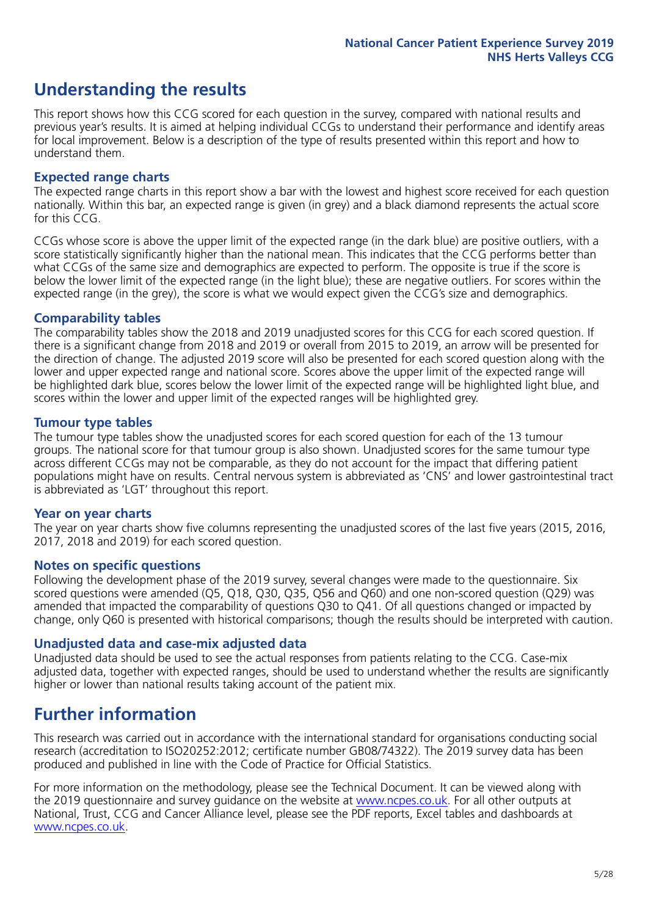## Understanding the results

This report shows how this CCG scored for each question in the survey, compared with national results and previous year's results. It is aimed at helping individual CCGs to understand their performance and identify areas for local improvement. Below is a description of the type of results presented within this report and how to understand them.

### Expected range charts

The expected range charts in this report show a bar with the lowest and highest score received for each question nationally. Within this bar, an expected range is given (in grey) and a black diamond represents the actual score for this CCG.

CCGs whose score is above the upper limit of the expected range (in the dark blue) are positive outliers, with a score statistically significantly higher than the national mean. This indicates that the CCG performs better than what CCGs of the same size and demographics are expected to perform. The opposite is true if the score is below the lower limit of the expected range (in the light blue); these are negative outliers. For scores within the expected range (in the grey), the score is what we would expect given the CCG's size and demographics.

### Comparability tables

The comparability tables show the 2018 and 2019 unadjusted scores for this CCG for each scored question. If there is a significant change from 2018 and 2019 or overall from 2015 to 2019, an arrow will be presented for the direction of change. The adjusted 2019 score will also be presented for each scored question along with the lower and upper expected range and national score. Scores above the upper limit of the expected range will be highlighted dark blue, scores below the lower limit of the expected range will be highlighted light blue, and scores within the lower and upper limit of the expected ranges will be highlighted grey.

### Tumour type tables

The tumour type tables show the unadjusted scores for each scored question for each of the 13 tumour groups. The national score for that tumour group is also shown. Unadjusted scores for the same tumour type across different CCGs may not be comparable, as they do not account for the impact that differing patient populations might have on results. Central nervous system is abbreviated as 'CNS' and lower gastrointestinal tract is abbreviated as 'LGT' throughout this report.

### Year on year charts

The year on year charts show five columns representing the unadjusted scores of the last five years (2015, 2016, 2017, 2018 and 2019) for each scored question.

### Notes on specific questions

Following the development phase of the 2019 survey, several changes were made to the questionnaire. Six scored questions were amended (Q5, Q18, Q30, Q35, Q56 and Q60) and one non-scored question (Q29) was amended that impacted the comparability of questions Q30 to Q41. Of all questions changed or impacted by change, only Q60 is presented with historical comparisons; though the results should be interpreted with caution.

### Unadjusted data and case-mix adjusted data

Unadjusted data should be used to see the actual responses from patients relating to the CCG. Case-mix adjusted data, together with expected ranges, should be used to understand whether the results are significantly higher or lower than national results taking account of the patient mix.

## Further information

This research was carried out in accordance with the international standard for organisations conducting social research (accreditation to ISO20252:2012; certificate number GB08/74322). The 2019 survey data has been produced and published in line with the Code of Practice for Official Statistics.

For more information on the methodology, please see the Technical Document. It can be viewed along with the 2019 questionnaire and survey guidance on the website at www.ncpes.co.uk. For all other outputs at National, Trust, CCG and Cancer Alliance level, please see the PDF reports, Excel tables and dashboards at www.ncpes.co.uk.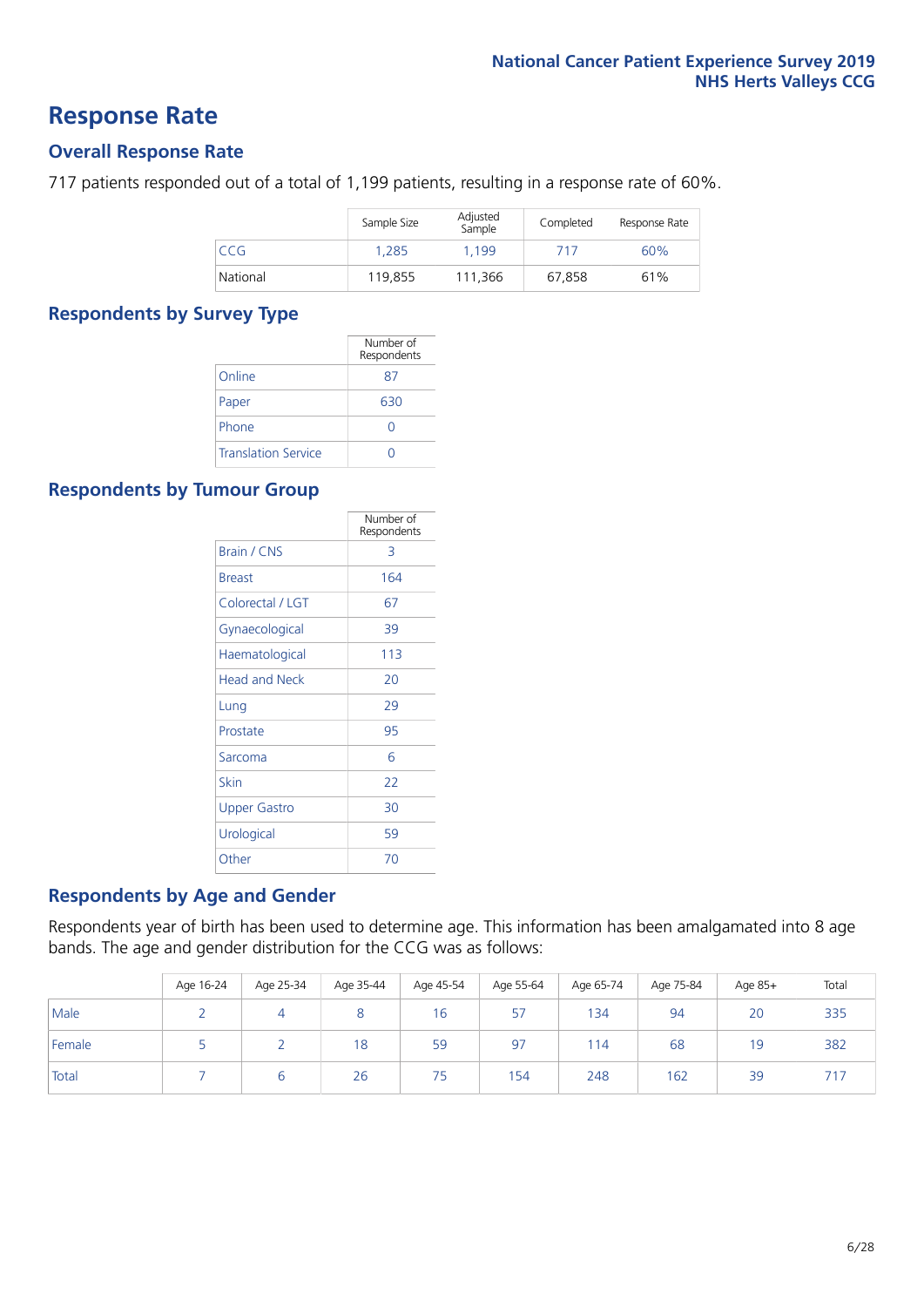# Response Rate

## Overall Response Rate

717 patients responded out of a total of 1,199 patients, resulting in a response rate of 60%.

| | Sample Size | Adjusted Sample | Completed | Response Rate |
|---|---|---|---|---|
| CCG | 1,285 | 1,199 | 717 | 60% |
| National | 119,855 | 111,366 | 67,858 | 61% |

## Respondents by Survey Type

| | Number of Respondents |
|---|---|
| Online | 87 |
| Paper | 630 |
| Phone | 0 |
| Translation Service | 0 |

## Respondents by Tumour Group

| | Number of Respondents |
|---|---|
| Brain / CNS | 3 |
| Breast | 164 |
| Colorectal / LGT | 67 |
| Gynaecological | 39 |
| Haematological | 113 |
| Head and Neck | 20 |
| Lung | 29 |
| Prostate | 95 |
| Sarcoma | 6 |
| Skin | 22 |
| Upper Gastro | 30 |
| Urological | 59 |
| Other | 70 |

## Respondents by Age and Gender

Respondents year of birth has been used to determine age. This information has been amalgamated into 8 age bands. The age and gender distribution for the CCG was as follows:

| | Age 16-24 | Age 25-34 | Age 35-44 | Age 45-54 | Age 55-64 | Age 65-74 | Age 75-84 | Age 85+ | Total |
|---|---|---|---|---|---|---|---|---|---|
| Male | 2 | 4 | 8 | 16 | 57 | 134 | 94 | 20 | 335 |
| Female | 5 | 2 | 18 | 59 | 97 | 114 | 68 | 19 | 382 |
| Total | 7 | 6 | 26 | 75 | 154 | 248 | 162 | 39 | 717 |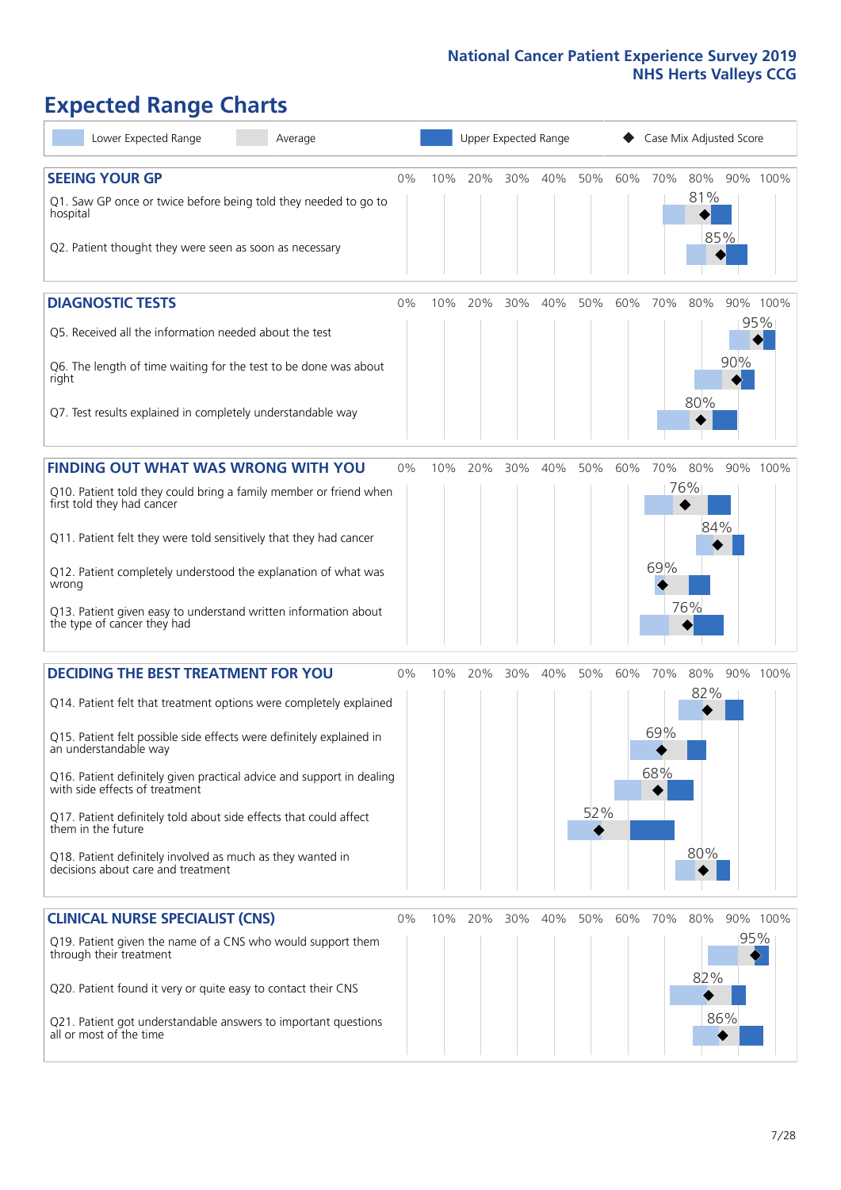National Cancer Patient Experience Survey 2019
NHS Herts Valleys CCG

# Expected Range Charts

Legend: Lower Expected Range | Average | Upper Expected Range | Case Mix Adjusted Score

## SEEING YOUR GP

| Question | Case Mix Adjusted Score |
| --- | --- |
| Q1. Saw GP once or twice before being told they needed to go to hospital | 81% |
| Q2. Patient thought they were seen as soon as necessary | 85% |

## DIAGNOSTIC TESTS

| Question | Case Mix Adjusted Score |
| --- | --- |
| Q5. Received all the information needed about the test | 95% |
| Q6. The length of time waiting for the test to be done was about right | 90% |
| Q7. Test results explained in completely understandable way | 80% |

## FINDING OUT WHAT WAS WRONG WITH YOU

| Question | Case Mix Adjusted Score |
| --- | --- |
| Q10. Patient told they could bring a family member or friend when first told they had cancer | 76% |
| Q11. Patient felt they were told sensitively that they had cancer | 84% |
| Q12. Patient completely understood the explanation of what was wrong | 69% |
| Q13. Patient given easy to understand written information about the type of cancer they had | 76% |

## DECIDING THE BEST TREATMENT FOR YOU

| Question | Case Mix Adjusted Score |
| --- | --- |
| Q14. Patient felt that treatment options were completely explained | 82% |
| Q15. Patient felt possible side effects were definitely explained in an understandable way | 69% |
| Q16. Patient definitely given practical advice and support in dealing with side effects of treatment | 68% |
| Q17. Patient definitely told about side effects that could affect them in the future | 52% |
| Q18. Patient definitely involved as much as they wanted in decisions about care and treatment | 80% |

## CLINICAL NURSE SPECIALIST (CNS)

| Question | Case Mix Adjusted Score |
| --- | --- |
| Q19. Patient given the name of a CNS who would support them through their treatment | 95% |
| Q20. Patient found it very or quite easy to contact their CNS | 82% |
| Q21. Patient got understandable answers to important questions all or most of the time | 86% |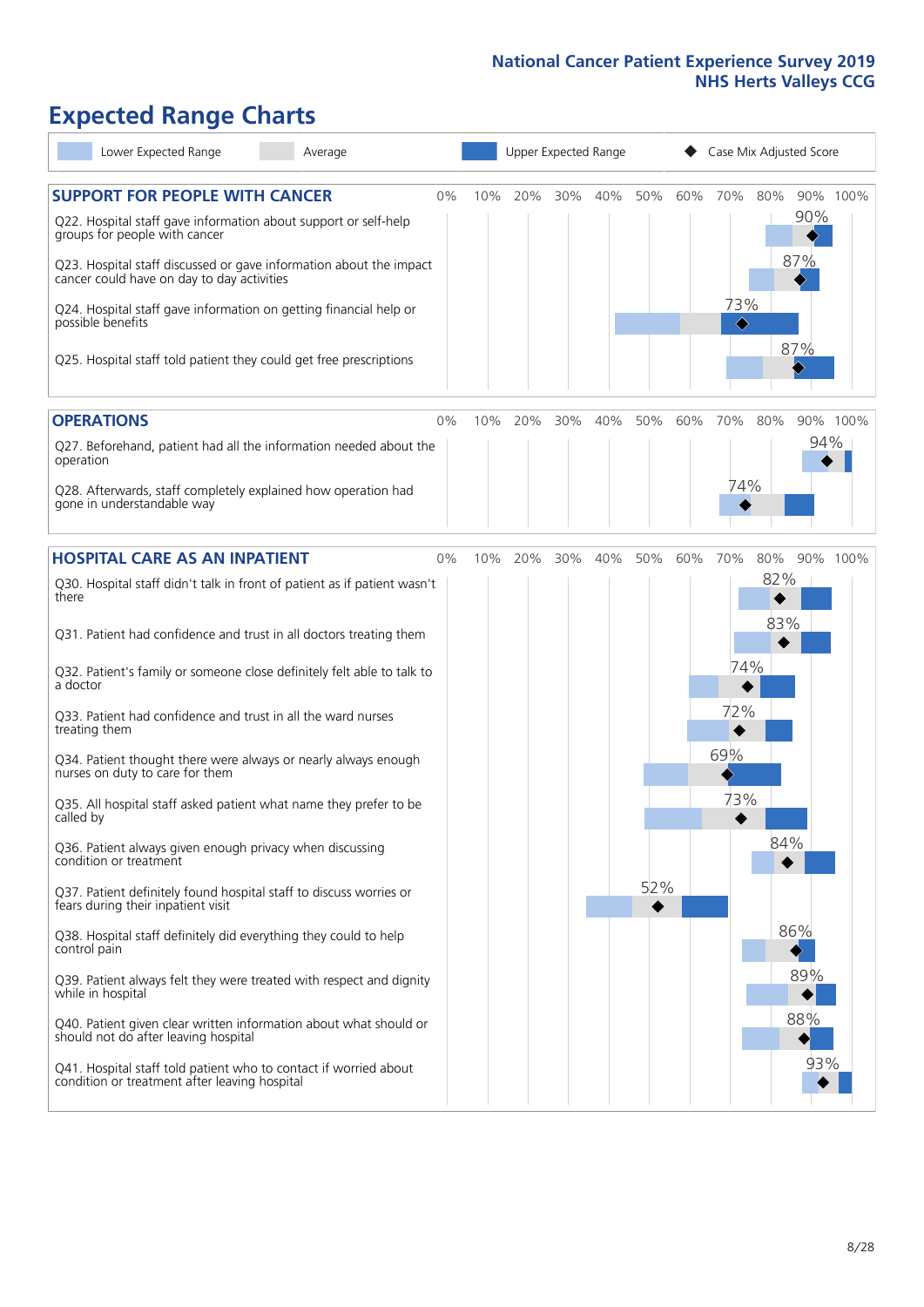# Expected Range Charts

Legend: Lower Expected Range | Average | Upper Expected Range | Case Mix Adjusted Score

## SUPPORT FOR PEOPLE WITH CANCER

| Question | Case Mix Adjusted Score |
|---|---|
| Q22. Hospital staff gave information about support or self-help groups for people with cancer | 90% |
| Q23. Hospital staff discussed or gave information about the impact cancer could have on day to day activities | 87% |
| Q24. Hospital staff gave information on getting financial help or possible benefits | 73% |
| Q25. Hospital staff told patient they could get free prescriptions | 87% |

## OPERATIONS

| Question | Case Mix Adjusted Score |
|---|---|
| Q27. Beforehand, patient had all the information needed about the operation | 94% |
| Q28. Afterwards, staff completely explained how operation had gone in understandable way | 74% |

## HOSPITAL CARE AS AN INPATIENT

| Question | Case Mix Adjusted Score |
|---|---|
| Q30. Hospital staff didn't talk in front of patient as if patient wasn't there | 82% |
| Q31. Patient had confidence and trust in all doctors treating them | 83% |
| Q32. Patient's family or someone close definitely felt able to talk to a doctor | 74% |
| Q33. Patient had confidence and trust in all the ward nurses treating them | 72% |
| Q34. Patient thought there were always or nearly always enough nurses on duty to care for them | 69% |
| Q35. All hospital staff asked patient what name they prefer to be called by | 73% |
| Q36. Patient always given enough privacy when discussing condition or treatment | 84% |
| Q37. Patient definitely found hospital staff to discuss worries or fears during their inpatient visit | 52% |
| Q38. Hospital staff definitely did everything they could to help control pain | 86% |
| Q39. Patient always felt they were treated with respect and dignity while in hospital | 89% |
| Q40. Patient given clear written information about what should or should not do after leaving hospital | 88% |
| Q41. Hospital staff told patient who to contact if worried about condition or treatment after leaving hospital | 93% |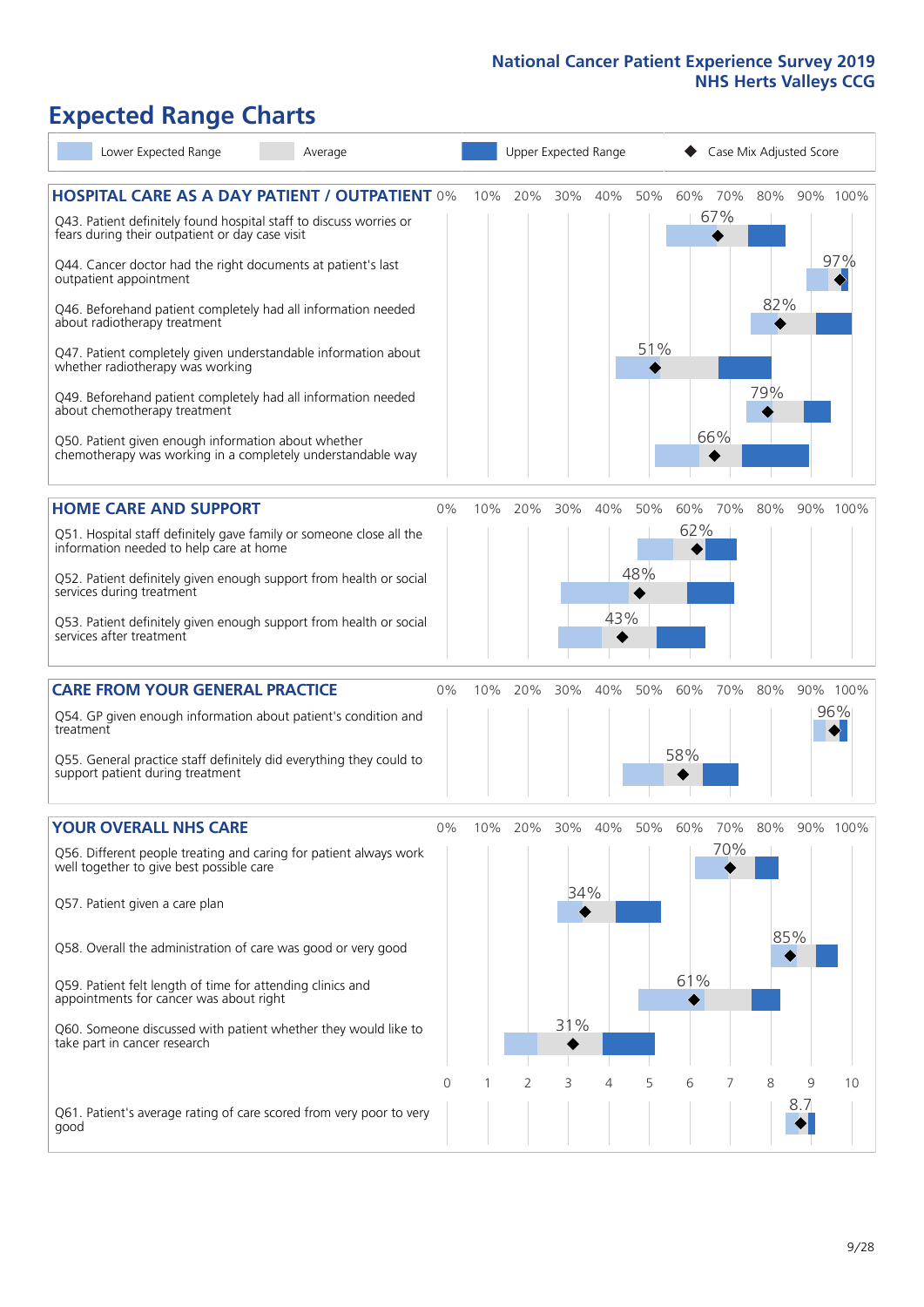# Expected Range Charts

Legend: Lower Expected Range | Average | Upper Expected Range | ◆ Case Mix Adjusted Score

## HOSPITAL CARE AS A DAY PATIENT / OUTPATIENT

| Question | Case Mix Adjusted Score |
|---|---|
| Q43. Patient definitely found hospital staff to discuss worries or fears during their outpatient or day case visit | 67% |
| Q44. Cancer doctor had the right documents at patient's last outpatient appointment | 97% |
| Q46. Beforehand patient completely had all information needed about radiotherapy treatment | 82% |
| Q47. Patient completely given understandable information about whether radiotherapy was working | 51% |
| Q49. Beforehand patient completely had all information needed about chemotherapy treatment | 79% |
| Q50. Patient given enough information about whether chemotherapy was working in a completely understandable way | 66% |

## HOME CARE AND SUPPORT

| Question | Case Mix Adjusted Score |
|---|---|
| Q51. Hospital staff definitely gave family or someone close all the information needed to help care at home | 62% |
| Q52. Patient definitely given enough support from health or social services during treatment | 48% |
| Q53. Patient definitely given enough support from health or social services after treatment | 43% |

## CARE FROM YOUR GENERAL PRACTICE

| Question | Case Mix Adjusted Score |
|---|---|
| Q54. GP given enough information about patient's condition and treatment | 96% |
| Q55. General practice staff definitely did everything they could to support patient during treatment | 58% |

## YOUR OVERALL NHS CARE

| Question | Case Mix Adjusted Score |
|---|---|
| Q56. Different people treating and caring for patient always work well together to give best possible care | 70% |
| Q57. Patient given a care plan | 34% |
| Q58. Overall the administration of care was good or very good | 85% |
| Q59. Patient felt length of time for attending clinics and appointments for cancer was about right | 61% |
| Q60. Someone discussed with patient whether they would like to take part in cancer research | 31% |
| Q61. Patient's average rating of care scored from very poor to very good | 8.7 |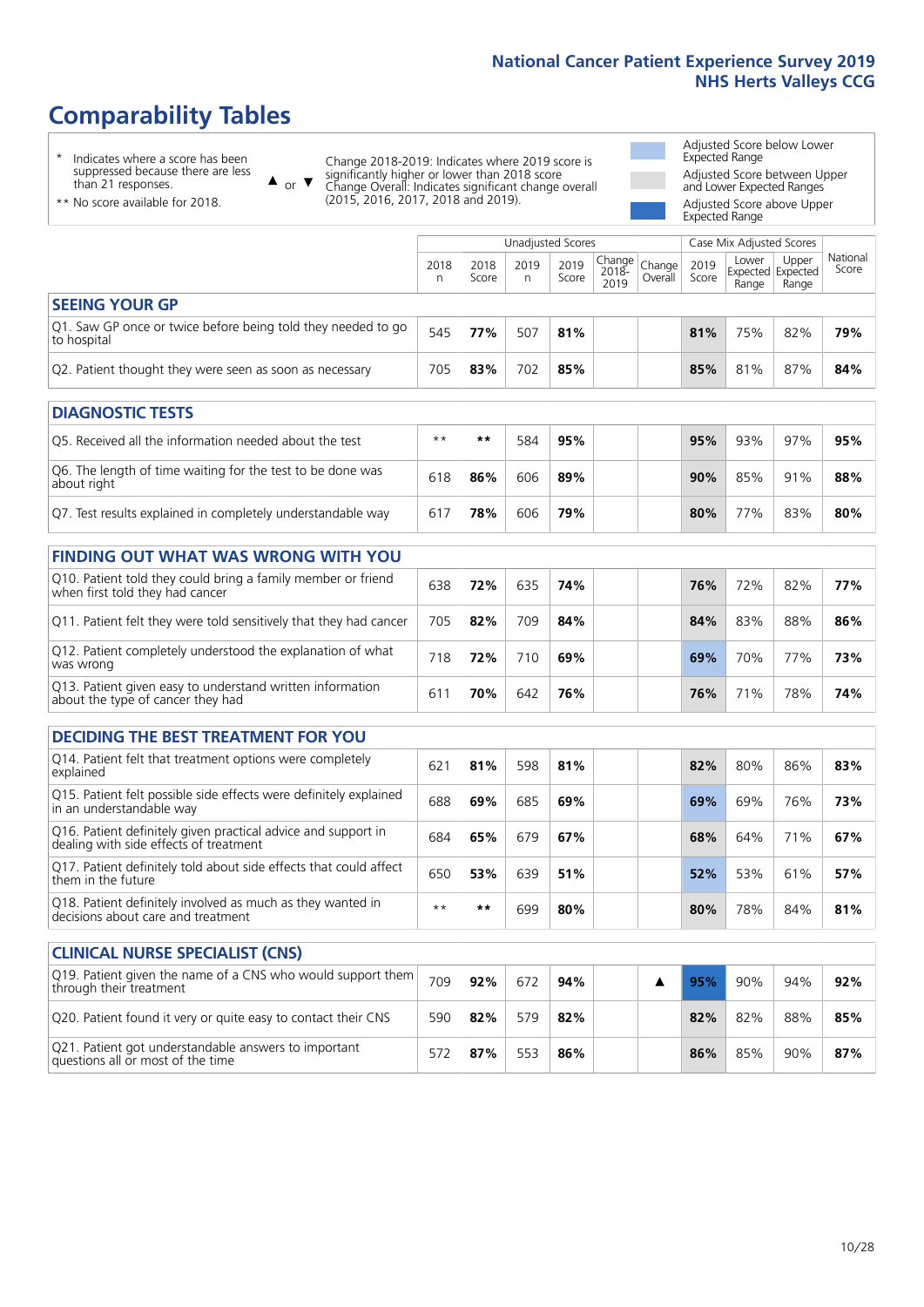# Comparability Tables

\* Indicates where a score has been suppressed because there are less than 21 responses.

** No score available for 2018.

▲ or ▼ Change 2018-2019: Indicates where 2019 score is significantly higher or lower than 2018 score. Change Overall: Indicates significant change overall (2015, 2016, 2017, 2018 and 2019).

Adjusted Score below Lower Expected Range

Adjusted Score between Upper and Lower Expected Ranges

Adjusted Score above Upper Expected Range

| | Unadjusted Scores | | | | | | Case Mix Adjusted Scores | | | |
|---|---|---|---|---|---|---|---|---|---|---|
| | 2018 n | 2018 Score | 2019 n | 2019 Score | Change 2018-2019 | Change Overall | 2019 Score | Lower Expected Range | Upper Expected Range | National Score |
| **SEEING YOUR GP** | | | | | | | | | | |
| Q1. Saw GP once or twice before being told they needed to go to hospital | 545 | **77%** | 507 | **81%** | | | **81%** | 75% | 82% | **79%** |
| Q2. Patient thought they were seen as soon as necessary | 705 | **83%** | 702 | **85%** | | | **85%** | 81% | 87% | **84%** |
| **DIAGNOSTIC TESTS** | | | | | | | | | | |
| Q5. Received all the information needed about the test | ** | ** | 584 | **95%** | | | **95%** | 93% | 97% | **95%** |
| Q6. The length of time waiting for the test to be done was about right | 618 | **86%** | 606 | **89%** | | | **90%** | 85% | 91% | **88%** |
| Q7. Test results explained in completely understandable way | 617 | **78%** | 606 | **79%** | | | **80%** | 77% | 83% | **80%** |
| **FINDING OUT WHAT WAS WRONG WITH YOU** | | | | | | | | | | |
| Q10. Patient told they could bring a family member or friend when first told they had cancer | 638 | **72%** | 635 | **74%** | | | **76%** | 72% | 82% | **77%** |
| Q11. Patient felt they were told sensitively that they had cancer | 705 | **82%** | 709 | **84%** | | | **84%** | 83% | 88% | **86%** |
| Q12. Patient completely understood the explanation of what was wrong | 718 | **72%** | 710 | **69%** | | | **69%** | 70% | 77% | **73%** |
| Q13. Patient given easy to understand written information about the type of cancer they had | 611 | **70%** | 642 | **76%** | | | **76%** | 71% | 78% | **74%** |
| **DECIDING THE BEST TREATMENT FOR YOU** | | | | | | | | | | |
| Q14. Patient felt that treatment options were completely explained | 621 | **81%** | 598 | **81%** | | | **82%** | 80% | 86% | **83%** |
| Q15. Patient felt possible side effects were definitely explained in an understandable way | 688 | **69%** | 685 | **69%** | | | **69%** | 69% | 76% | **73%** |
| Q16. Patient definitely given practical advice and support in dealing with side effects of treatment | 684 | **65%** | 679 | **67%** | | | **68%** | 64% | 71% | **67%** |
| Q17. Patient definitely told about side effects that could affect them in the future | 650 | **53%** | 639 | **51%** | | | **52%** | 53% | 61% | **57%** |
| Q18. Patient definitely involved as much as they wanted in decisions about care and treatment | ** | ** | 699 | **80%** | | | **80%** | 78% | 84% | **81%** |
| **CLINICAL NURSE SPECIALIST (CNS)** | | | | | | | | | | |
| Q19. Patient given the name of a CNS who would support them through their treatment | 709 | **92%** | 672 | **94%** | | ▲ | **95%** | 90% | 94% | **92%** |
| Q20. Patient found it very or quite easy to contact their CNS | 590 | **82%** | 579 | **82%** | | | **82%** | 82% | 88% | **85%** |
| Q21. Patient got understandable answers to important questions all or most of the time | 572 | **87%** | 553 | **86%** | | | **86%** | 85% | 90% | **87%** |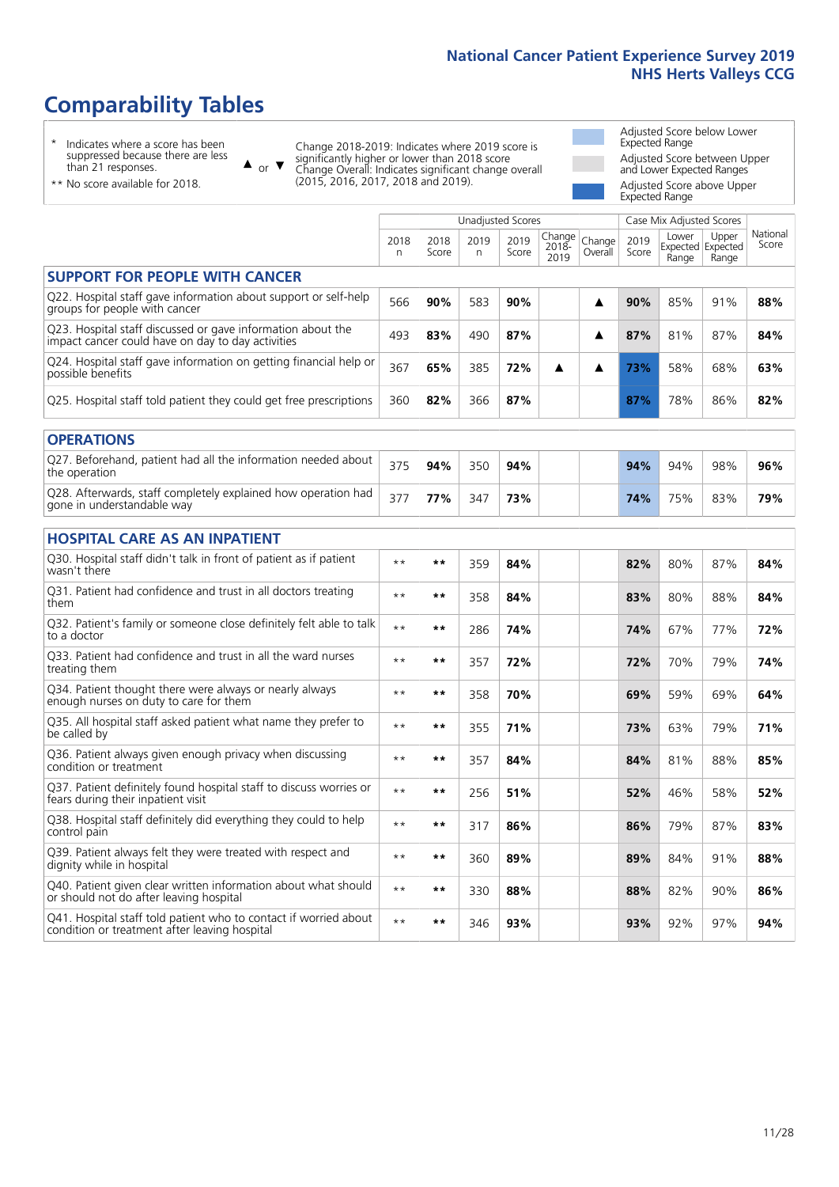# Comparability Tables

- \* Indicates where a score has been suppressed because there are less than 21 responses.
- \*\* No score available for 2018.

▲ or ▼ Change 2018-2019: Indicates where 2019 score is significantly higher or lower than 2018 score. Change Overall: Indicates significant change overall (2015, 2016, 2017, 2018 and 2019).

- Adjusted Score below Lower Expected Range
- Adjusted Score between Upper and Lower Expected Ranges
- Adjusted Score above Upper Expected Range

| | Unadjusted Scores | | | | | | Case Mix Adjusted Scores | | | |
|---|---|---|---|---|---|---|---|---|---|---|
| | 2018 n | 2018 Score | 2019 n | 2019 Score | Change 2018-2019 | Change Overall | 2019 Score | Lower Expected Range | Upper Expected Range | National Score |
| **SUPPORT FOR PEOPLE WITH CANCER** | | | | | | | | | | |
| Q22. Hospital staff gave information about support or self-help groups for people with cancer | 566 | **90%** | 583 | **90%** | | ▲ | **90%** | 85% | 91% | **88%** |
| Q23. Hospital staff discussed or gave information about the impact cancer could have on day to day activities | 493 | **83%** | 490 | **87%** | | ▲ | **87%** | 81% | 87% | **84%** |
| Q24. Hospital staff gave information on getting financial help or possible benefits | 367 | **65%** | 385 | **72%** | ▲ | ▲ | **73%** | 58% | 68% | **63%** |
| Q25. Hospital staff told patient they could get free prescriptions | 360 | **82%** | 366 | **87%** | | | **87%** | 78% | 86% | **82%** |
| **OPERATIONS** | | | | | | | | | | |
| Q27. Beforehand, patient had all the information needed about the operation | 375 | **94%** | 350 | **94%** | | | **94%** | 94% | 98% | **96%** |
| Q28. Afterwards, staff completely explained how operation had gone in understandable way | 377 | **77%** | 347 | **73%** | | | **74%** | 75% | 83% | **79%** |
| **HOSPITAL CARE AS AN INPATIENT** | | | | | | | | | | |
| Q30. Hospital staff didn't talk in front of patient as if patient wasn't there | ** | ** | 359 | **84%** | | | **82%** | 80% | 87% | **84%** |
| Q31. Patient had confidence and trust in all doctors treating them | ** | ** | 358 | **84%** | | | **83%** | 80% | 88% | **84%** |
| Q32. Patient's family or someone close definitely felt able to talk to a doctor | ** | ** | 286 | **74%** | | | **74%** | 67% | 77% | **72%** |
| Q33. Patient had confidence and trust in all the ward nurses treating them | ** | ** | 357 | **72%** | | | **72%** | 70% | 79% | **74%** |
| Q34. Patient thought there were always or nearly always enough nurses on duty to care for them | ** | ** | 358 | **70%** | | | **69%** | 59% | 69% | **64%** |
| Q35. All hospital staff asked patient what name they prefer to be called by | ** | ** | 355 | **71%** | | | **73%** | 63% | 79% | **71%** |
| Q36. Patient always given enough privacy when discussing condition or treatment | ** | ** | 357 | **84%** | | | **84%** | 81% | 88% | **85%** |
| Q37. Patient definitely found hospital staff to discuss worries or fears during their inpatient visit | ** | ** | 256 | **51%** | | | **52%** | 46% | 58% | **52%** |
| Q38. Hospital staff definitely did everything they could to help control pain | ** | ** | 317 | **86%** | | | **86%** | 79% | 87% | **83%** |
| Q39. Patient always felt they were treated with respect and dignity while in hospital | ** | ** | 360 | **89%** | | | **89%** | 84% | 91% | **88%** |
| Q40. Patient given clear written information about what should or should not do after leaving hospital | ** | ** | 330 | **88%** | | | **88%** | 82% | 90% | **86%** |
| Q41. Hospital staff told patient who to contact if worried about condition or treatment after leaving hospital | ** | ** | 346 | **93%** | | | **93%** | 92% | 97% | **94%** |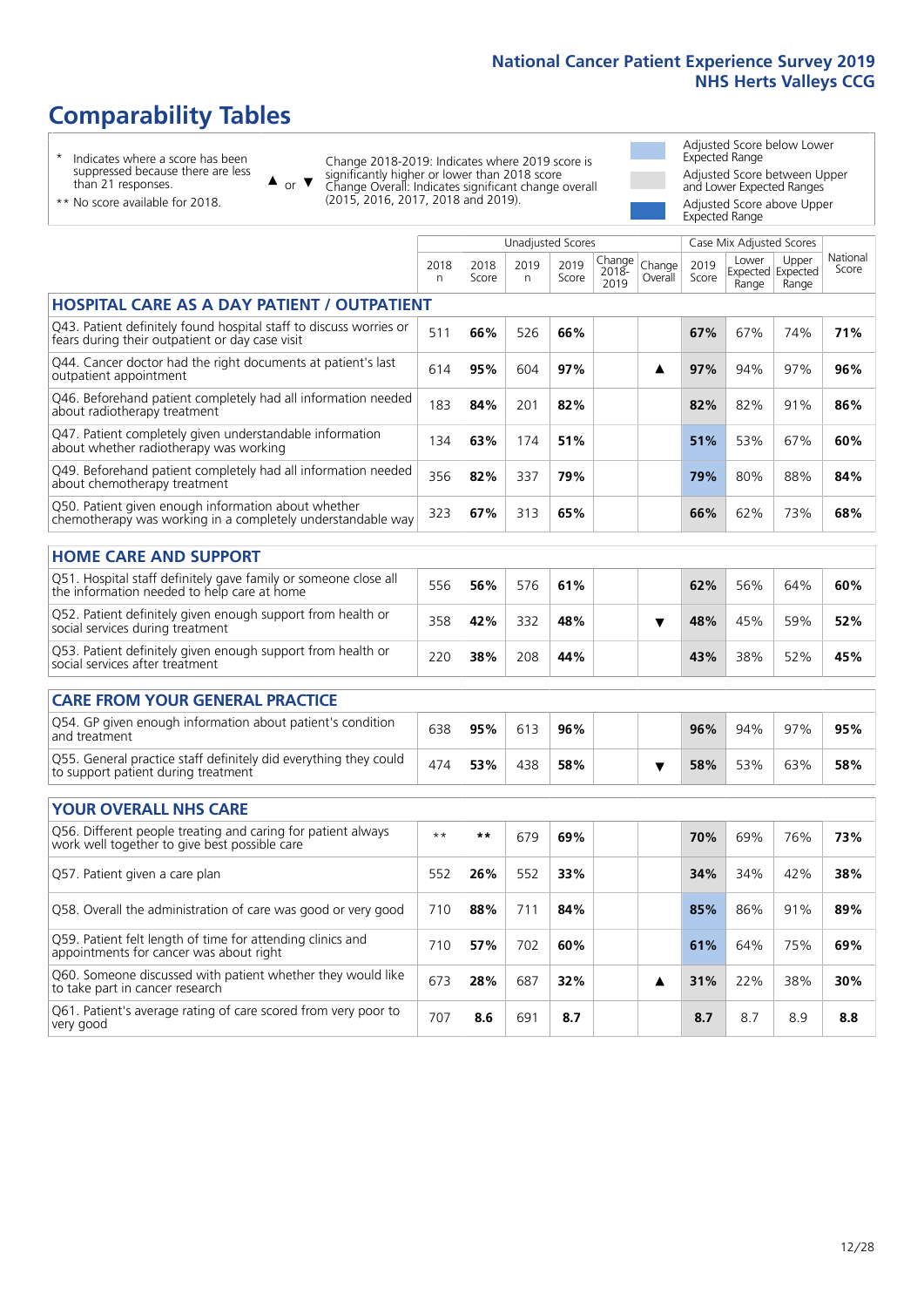# Comparability Tables

\* Indicates where a score has been suppressed because there are less than 21 responses.

\*\* No score available for 2018.

▲ or ▼ Change 2018-2019: Indicates where 2019 score is significantly higher or lower than 2018 score. Change Overall: Indicates significant change overall (2015, 2016, 2017, 2018 and 2019).

Adjusted Score below Lower Expected Range

Adjusted Score between Upper and Lower Expected Ranges

Adjusted Score above Upper Expected Range

| | Unadjusted Scores | | | | | | Case Mix Adjusted Scores | | | |
|---|---|---|---|---|---|---|---|---|---|---|
| | 2018 n | 2018 Score | 2019 n | 2019 Score | Change 2018-2019 | Change Overall | 2019 Score | Lower Expected Range | Upper Expected Range | National Score |
| **HOSPITAL CARE AS A DAY PATIENT / OUTPATIENT** | | | | | | | | | | |
| Q43. Patient definitely found hospital staff to discuss worries or fears during their outpatient or day case visit | 511 | **66%** | 526 | **66%** | | | **67%** | 67% | 74% | **71%** |
| Q44. Cancer doctor had the right documents at patient's last outpatient appointment | 614 | **95%** | 604 | **97%** | | ▲ | **97%** | 94% | 97% | **96%** |
| Q46. Beforehand patient completely had all information needed about radiotherapy treatment | 183 | **84%** | 201 | **82%** | | | **82%** | 82% | 91% | **86%** |
| Q47. Patient completely given understandable information about whether radiotherapy was working | 134 | **63%** | 174 | **51%** | | | **51%** | 53% | 67% | **60%** |
| Q49. Beforehand patient completely had all information needed about chemotherapy treatment | 356 | **82%** | 337 | **79%** | | | **79%** | 80% | 88% | **84%** |
| Q50. Patient given enough information about whether chemotherapy was working in a completely understandable way | 323 | **67%** | 313 | **65%** | | | **66%** | 62% | 73% | **68%** |
| **HOME CARE AND SUPPORT** | | | | | | | | | | |
| Q51. Hospital staff definitely gave family or someone close all the information needed to help care at home | 556 | **56%** | 576 | **61%** | | | **62%** | 56% | 64% | **60%** |
| Q52. Patient definitely given enough support from health or social services during treatment | 358 | **42%** | 332 | **48%** | | ▼ | **48%** | 45% | 59% | **52%** |
| Q53. Patient definitely given enough support from health or social services after treatment | 220 | **38%** | 208 | **44%** | | | **43%** | 38% | 52% | **45%** |
| **CARE FROM YOUR GENERAL PRACTICE** | | | | | | | | | | |
| Q54. GP given enough information about patient's condition and treatment | 638 | **95%** | 613 | **96%** | | | **96%** | 94% | 97% | **95%** |
| Q55. General practice staff definitely did everything they could to support patient during treatment | 474 | **53%** | 438 | **58%** | | ▼ | **58%** | 53% | 63% | **58%** |
| **YOUR OVERALL NHS CARE** | | | | | | | | | | |
| Q56. Different people treating and caring for patient always work well together to give best possible care | \*\* | **\*\*** | 679 | **69%** | | | **70%** | 69% | 76% | **73%** |
| Q57. Patient given a care plan | 552 | **26%** | 552 | **33%** | | | **34%** | 34% | 42% | **38%** |
| Q58. Overall the administration of care was good or very good | 710 | **88%** | 711 | **84%** | | | **85%** | 86% | 91% | **89%** |
| Q59. Patient felt length of time for attending clinics and appointments for cancer was about right | 710 | **57%** | 702 | **60%** | | | **61%** | 64% | 75% | **69%** |
| Q60. Someone discussed with patient whether they would like to take part in cancer research | 673 | **28%** | 687 | **32%** | | ▲ | **31%** | 22% | 38% | **30%** |
| Q61. Patient's average rating of care scored from very poor to very good | 707 | **8.6** | 691 | **8.7** | | | **8.7** | 8.7 | 8.9 | **8.8** |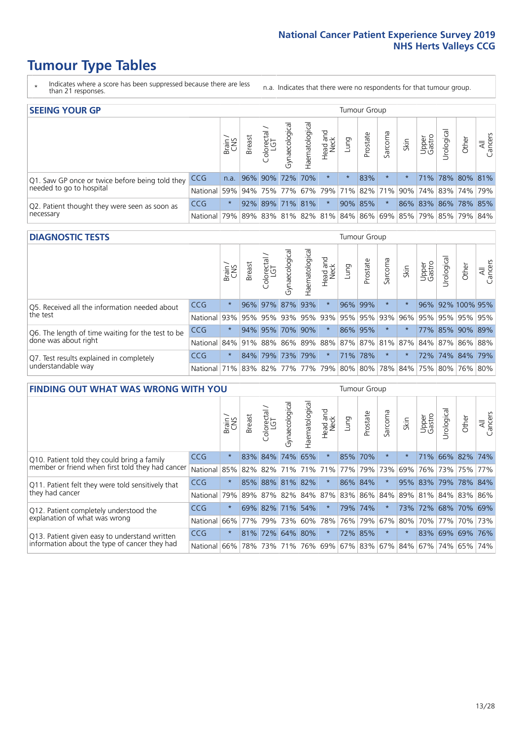# Tumour Type Tables

\* Indicates where a score has been suppressed because there are less than 21 responses.

n.a. Indicates that there were no respondents for that tumour group.

## SEEING YOUR GP

| | | Brain / CNS | Breast | Colorectal / LGT | Gynaecological | Haematological | Head and Neck | Lung | Prostate | Sarcoma | Skin | Upper Gastro | Urological | Other | All Cancers |
|---|---|---|---|---|---|---|---|---|---|---|---|---|---|---|---|
| Q1. Saw GP once or twice before being told they needed to go to hospital | CCG | n.a. | 96% | 90% | 72% | 70% | * | * | 83% | * | * | 71% | 78% | 80% | 81% |
| | National | 59% | 94% | 75% | 77% | 67% | 79% | 71% | 82% | 71% | 90% | 74% | 83% | 74% | 79% |
| Q2. Patient thought they were seen as soon as necessary | CCG | * | 92% | 89% | 71% | 81% | * | 90% | 85% | * | 86% | 83% | 86% | 78% | 85% |
| | National | 79% | 89% | 83% | 81% | 82% | 81% | 84% | 86% | 69% | 85% | 79% | 85% | 79% | 84% |

## DIAGNOSTIC TESTS

| | | Brain / CNS | Breast | Colorectal / LGT | Gynaecological | Haematological | Head and Neck | Lung | Prostate | Sarcoma | Skin | Upper Gastro | Urological | Other | All Cancers |
|---|---|---|---|---|---|---|---|---|---|---|---|---|---|---|---|
| Q5. Received all the information needed about the test | CCG | * | 96% | 97% | 87% | 93% | * | 96% | 99% | * | * | 96% | 92% | 100% | 95% |
| | National | 93% | 95% | 95% | 93% | 95% | 93% | 95% | 95% | 93% | 96% | 95% | 95% | 95% | 95% |
| Q6. The length of time waiting for the test to be done was about right | CCG | * | 94% | 95% | 70% | 90% | * | 86% | 95% | * | * | 77% | 85% | 90% | 89% |
| | National | 84% | 91% | 88% | 86% | 89% | 88% | 87% | 87% | 81% | 87% | 84% | 87% | 86% | 88% |
| Q7. Test results explained in completely understandable way | CCG | * | 84% | 79% | 73% | 79% | * | 71% | 78% | * | * | 72% | 74% | 84% | 79% |
| | National | 71% | 83% | 82% | 77% | 77% | 79% | 80% | 80% | 78% | 84% | 75% | 80% | 76% | 80% |

## FINDING OUT WHAT WAS WRONG WITH YOU

| | | Brain / CNS | Breast | Colorectal / LGT | Gynaecological | Haematological | Head and Neck | Lung | Prostate | Sarcoma | Skin | Upper Gastro | Urological | Other | All Cancers |
|---|---|---|---|---|---|---|---|---|---|---|---|---|---|---|---|
| Q10. Patient told they could bring a family member or friend when first told they had cancer | CCG | * | 83% | 84% | 74% | 65% | * | 85% | 70% | * | * | 71% | 66% | 82% | 74% |
| | National | 85% | 82% | 82% | 71% | 71% | 71% | 77% | 79% | 73% | 69% | 76% | 73% | 75% | 77% |
| Q11. Patient felt they were told sensitively that they had cancer | CCG | * | 85% | 88% | 81% | 82% | * | 86% | 84% | * | 95% | 83% | 79% | 78% | 84% |
| | National | 79% | 89% | 87% | 82% | 84% | 87% | 83% | 86% | 84% | 89% | 81% | 84% | 83% | 86% |
| Q12. Patient completely understood the explanation of what was wrong | CCG | * | 69% | 82% | 71% | 54% | * | 79% | 74% | * | 73% | 72% | 68% | 70% | 69% |
| | National | 66% | 77% | 79% | 73% | 60% | 78% | 76% | 79% | 67% | 80% | 70% | 77% | 70% | 73% |
| Q13. Patient given easy to understand written information about the type of cancer they had | CCG | * | 81% | 72% | 64% | 80% | * | 72% | 85% | * | * | 83% | 69% | 69% | 76% |
| | National | 66% | 78% | 73% | 71% | 76% | 69% | 67% | 83% | 67% | 84% | 67% | 74% | 65% | 74% |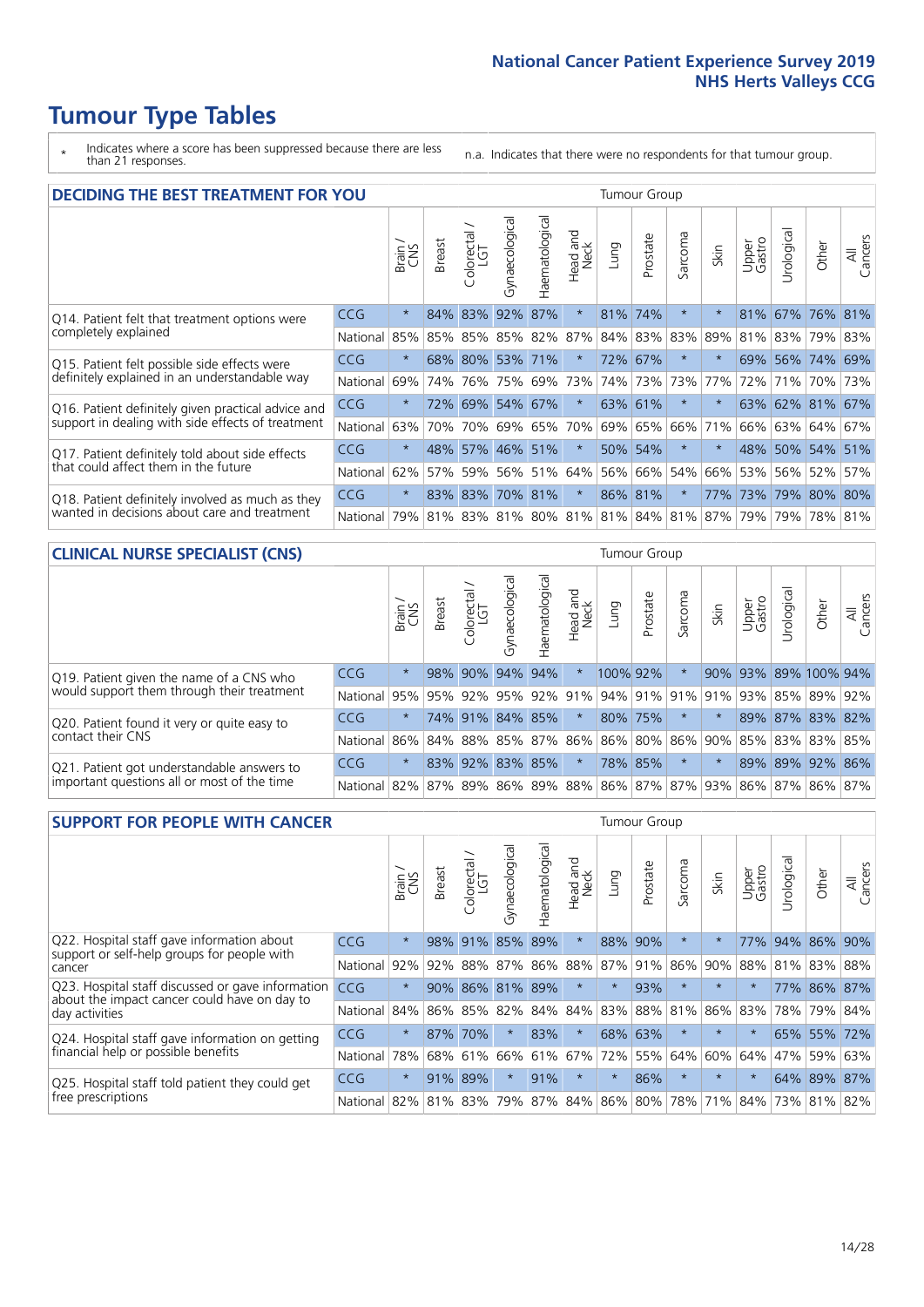# Tumour Type Tables

\* Indicates where a score has been suppressed because there are less than 21 responses.

n.a. Indicates that there were no respondents for that tumour group.

## DECIDING THE BEST TREATMENT FOR YOU

| | | Brain / CNS | Breast | Colorectal / LGT | Gynaecological | Haematological | Head and Neck | Lung | Prostate | Sarcoma | Skin | Upper Gastro | Urological | Other | All Cancers |
|---|---|---|---|---|---|---|---|---|---|---|---|---|---|---|---|
| Q14. Patient felt that treatment options were completely explained | CCG | * | 84% | 83% | 92% | 87% | * | 81% | 74% | * | * | 81% | 67% | 76% | 81% |
| | National | 85% | 85% | 85% | 85% | 82% | 87% | 84% | 83% | 83% | 89% | 81% | 83% | 79% | 83% |
| Q15. Patient felt possible side effects were definitely explained in an understandable way | CCG | * | 68% | 80% | 53% | 71% | * | 72% | 67% | * | * | 69% | 56% | 74% | 69% |
| | National | 69% | 74% | 76% | 75% | 69% | 73% | 74% | 73% | 73% | 77% | 72% | 71% | 70% | 73% |
| Q16. Patient definitely given practical advice and support in dealing with side effects of treatment | CCG | * | 72% | 69% | 54% | 67% | * | 63% | 61% | * | * | 63% | 62% | 81% | 67% |
| | National | 63% | 70% | 70% | 69% | 65% | 70% | 69% | 65% | 66% | 71% | 66% | 63% | 64% | 67% |
| Q17. Patient definitely told about side effects that could affect them in the future | CCG | * | 48% | 57% | 46% | 51% | * | 50% | 54% | * | * | 48% | 50% | 54% | 51% |
| | National | 62% | 57% | 59% | 56% | 51% | 64% | 56% | 66% | 54% | 66% | 53% | 56% | 52% | 57% |
| Q18. Patient definitely involved as much as they wanted in decisions about care and treatment | CCG | * | 83% | 83% | 70% | 81% | * | 86% | 81% | * | 77% | 73% | 79% | 80% | 80% |
| | National | 79% | 81% | 83% | 81% | 80% | 81% | 81% | 84% | 81% | 87% | 79% | 79% | 78% | 81% |

## CLINICAL NURSE SPECIALIST (CNS)

| | | Brain / CNS | Breast | Colorectal / LGT | Gynaecological | Haematological | Head and Neck | Lung | Prostate | Sarcoma | Skin | Upper Gastro | Urological | Other | All Cancers |
|---|---|---|---|---|---|---|---|---|---|---|---|---|---|---|---|
| Q19. Patient given the name of a CNS who would support them through their treatment | CCG | * | 98% | 90% | 94% | 94% | * | 100% | 92% | * | 90% | 93% | 89% | 100% | 94% |
| | National | 95% | 95% | 92% | 95% | 92% | 91% | 94% | 91% | 91% | 91% | 93% | 85% | 89% | 92% |
| Q20. Patient found it very or quite easy to contact their CNS | CCG | * | 74% | 91% | 84% | 85% | * | 80% | 75% | * | * | 89% | 87% | 83% | 82% |
| | National | 86% | 84% | 88% | 85% | 87% | 86% | 86% | 80% | 86% | 90% | 85% | 83% | 83% | 85% |
| Q21. Patient got understandable answers to important questions all or most of the time | CCG | * | 83% | 92% | 83% | 85% | * | 78% | 85% | * | * | 89% | 89% | 92% | 86% |
| | National | 82% | 87% | 89% | 86% | 89% | 88% | 86% | 87% | 87% | 93% | 86% | 87% | 86% | 87% |

## SUPPORT FOR PEOPLE WITH CANCER

| | | Brain / CNS | Breast | Colorectal / LGT | Gynaecological | Haematological | Head and Neck | Lung | Prostate | Sarcoma | Skin | Upper Gastro | Urological | Other | All Cancers |
|---|---|---|---|---|---|---|---|---|---|---|---|---|---|---|---|
| Q22. Hospital staff gave information about support or self-help groups for people with cancer | CCG | * | 98% | 91% | 85% | 89% | * | 88% | 90% | * | * | 77% | 94% | 86% | 90% |
| | National | 92% | 92% | 88% | 87% | 86% | 88% | 87% | 91% | 86% | 90% | 88% | 81% | 83% | 88% |
| Q23. Hospital staff discussed or gave information about the impact cancer could have on day to day activities | CCG | * | 90% | 86% | 81% | 89% | * | * | 93% | * | * | * | 77% | 86% | 87% |
| | National | 84% | 86% | 85% | 82% | 84% | 84% | 83% | 88% | 81% | 86% | 83% | 78% | 79% | 84% |
| Q24. Hospital staff gave information on getting financial help or possible benefits | CCG | * | 87% | 70% | * | 83% | * | 68% | 63% | * | * | * | 65% | 55% | 72% |
| | National | 78% | 68% | 61% | 66% | 61% | 67% | 72% | 55% | 64% | 60% | 64% | 47% | 59% | 63% |
| Q25. Hospital staff told patient they could get free prescriptions | CCG | * | 91% | 89% | * | 91% | * | * | 86% | * | * | * | 64% | 89% | 87% |
| | National | 82% | 81% | 83% | 79% | 87% | 84% | 86% | 80% | 78% | 71% | 84% | 73% | 81% | 82% |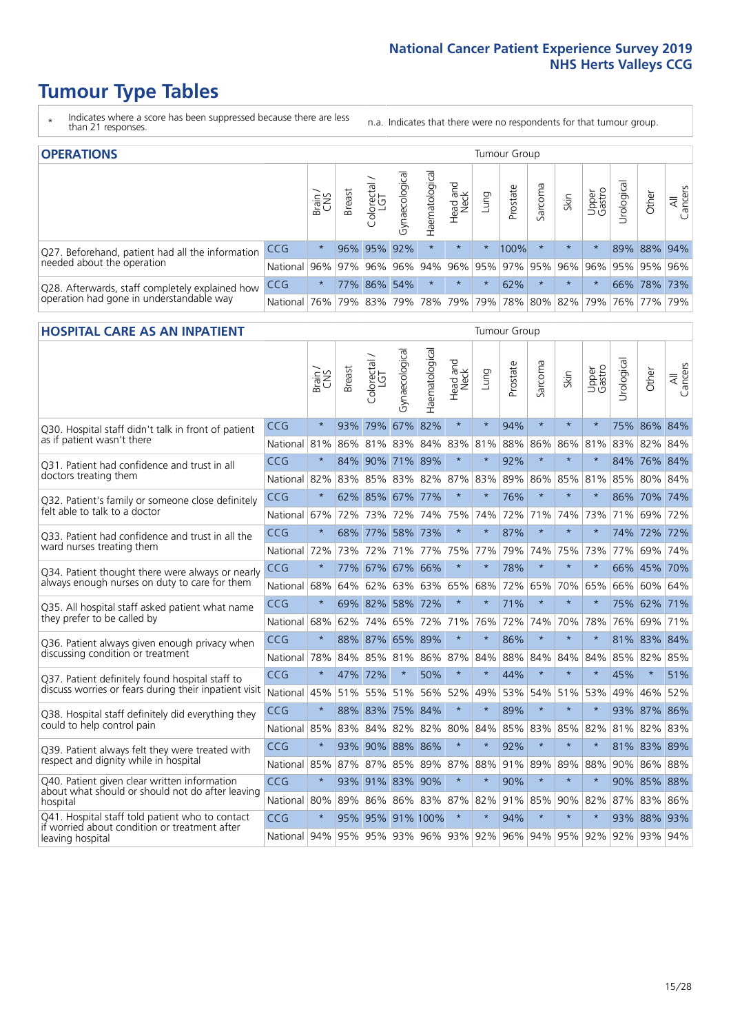# Tumour Type Tables

\* Indicates where a score has been suppressed because there are less than 21 responses.

n.a. Indicates that there were no respondents for that tumour group.

## OPERATIONS

| | | Brain / CNS | Breast | Colorectal / LGT | Gynaecological | Haematological | Head and Neck | Lung | Prostate | Sarcoma | Skin | Upper Gastro | Urological | Other | All Cancers |
|---|---|---|---|---|---|---|---|---|---|---|---|---|---|---|---|
| Q27. Beforehand, patient had all the information needed about the operation | CCG | * | 96% | 95% | 92% | * | * | * | 100% | * | * | * | 89% | 88% | 94% |
| | National | 96% | 97% | 96% | 96% | 94% | 96% | 95% | 97% | 95% | 96% | 96% | 95% | 95% | 96% |
| Q28. Afterwards, staff completely explained how operation had gone in understandable way | CCG | * | 77% | 86% | 54% | * | * | * | 62% | * | * | * | 66% | 78% | 73% |
| | National | 76% | 79% | 83% | 79% | 78% | 79% | 79% | 78% | 80% | 82% | 79% | 76% | 77% | 79% |

## HOSPITAL CARE AS AN INPATIENT

| | | Brain / CNS | Breast | Colorectal / LGT | Gynaecological | Haematological | Head and Neck | Lung | Prostate | Sarcoma | Skin | Upper Gastro | Urological | Other | All Cancers |
|---|---|---|---|---|---|---|---|---|---|---|---|---|---|---|---|
| Q30. Hospital staff didn't talk in front of patient as if patient wasn't there | CCG | * | 93% | 79% | 67% | 82% | * | * | 94% | * | * | * | 75% | 86% | 84% |
| | National | 81% | 86% | 81% | 83% | 84% | 83% | 81% | 88% | 86% | 86% | 81% | 83% | 82% | 84% |
| Q31. Patient had confidence and trust in all doctors treating them | CCG | * | 84% | 90% | 71% | 89% | * | * | 92% | * | * | * | 84% | 76% | 84% |
| | National | 82% | 83% | 85% | 83% | 82% | 87% | 83% | 89% | 86% | 85% | 81% | 85% | 80% | 84% |
| Q32. Patient's family or someone close definitely felt able to talk to a doctor | CCG | * | 62% | 85% | 67% | 77% | * | * | 76% | * | * | * | 86% | 70% | 74% |
| | National | 67% | 72% | 73% | 72% | 74% | 75% | 74% | 72% | 71% | 74% | 73% | 71% | 69% | 72% |
| Q33. Patient had confidence and trust in all the ward nurses treating them | CCG | * | 68% | 77% | 58% | 73% | * | * | 87% | * | * | * | 74% | 72% | 72% |
| | National | 72% | 73% | 72% | 71% | 77% | 75% | 77% | 79% | 74% | 75% | 73% | 77% | 69% | 74% |
| Q34. Patient thought there were always or nearly always enough nurses on duty to care for them | CCG | * | 77% | 67% | 67% | 66% | * | * | 78% | * | * | * | 66% | 45% | 70% |
| | National | 68% | 64% | 62% | 63% | 63% | 65% | 68% | 72% | 65% | 70% | 65% | 66% | 60% | 64% |
| Q35. All hospital staff asked patient what name they prefer to be called by | CCG | * | 69% | 82% | 58% | 72% | * | * | 71% | * | * | * | 75% | 62% | 71% |
| | National | 68% | 62% | 74% | 65% | 72% | 71% | 76% | 72% | 74% | 70% | 78% | 76% | 69% | 71% |
| Q36. Patient always given enough privacy when discussing condition or treatment | CCG | * | 88% | 87% | 65% | 89% | * | * | 86% | * | * | * | 81% | 83% | 84% |
| | National | 78% | 84% | 85% | 81% | 86% | 87% | 84% | 88% | 84% | 84% | 84% | 85% | 82% | 85% |
| Q37. Patient definitely found hospital staff to discuss worries or fears during their inpatient visit | CCG | * | 47% | 72% | * | 50% | * | * | 44% | * | * | * | 45% | * | 51% |
| | National | 45% | 51% | 55% | 51% | 56% | 52% | 49% | 53% | 54% | 51% | 53% | 49% | 46% | 52% |
| Q38. Hospital staff definitely did everything they could to help control pain | CCG | * | 88% | 83% | 75% | 84% | * | * | 89% | * | * | * | 93% | 87% | 86% |
| | National | 85% | 83% | 84% | 82% | 82% | 80% | 84% | 85% | 83% | 85% | 82% | 81% | 82% | 83% |
| Q39. Patient always felt they were treated with respect and dignity while in hospital | CCG | * | 93% | 90% | 88% | 86% | * | * | 92% | * | * | * | 81% | 83% | 89% |
| | National | 85% | 87% | 87% | 85% | 89% | 87% | 88% | 91% | 89% | 89% | 88% | 90% | 86% | 88% |
| Q40. Patient given clear written information about what should or should not do after leaving hospital | CCG | * | 93% | 91% | 83% | 90% | * | * | 90% | * | * | * | 90% | 85% | 88% |
| | National | 80% | 89% | 86% | 86% | 83% | 87% | 82% | 91% | 85% | 90% | 82% | 87% | 83% | 86% |
| Q41. Hospital staff told patient who to contact if worried about condition or treatment after leaving hospital | CCG | * | 95% | 95% | 91% | 100% | * | * | 94% | * | * | * | 93% | 88% | 93% |
| | National | 94% | 95% | 95% | 93% | 96% | 93% | 92% | 96% | 94% | 95% | 92% | 92% | 93% | 94% |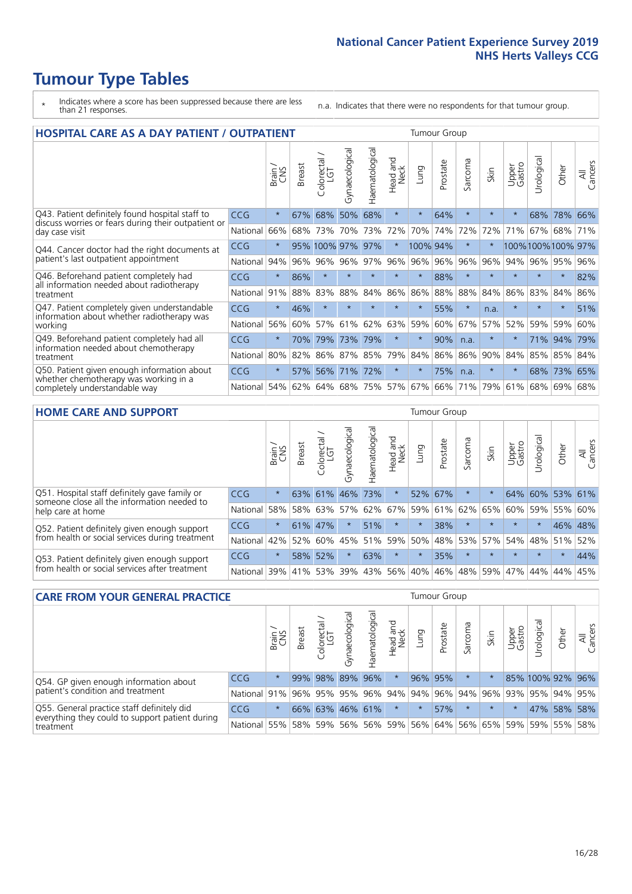# Tumour Type Tables

\* Indicates where a score has been suppressed because there are less than 21 responses.

n.a. Indicates that there were no respondents for that tumour group.

## HOSPITAL CARE AS A DAY PATIENT / OUTPATIENT

| | | Brain / CNS | Breast | Colorectal / LGT | Gynaecological | Haematological | Head and Neck | Lung | Prostate | Sarcoma | Skin | Upper Gastro | Urological | Other | All Cancers |
|---|---|---|---|---|---|---|---|---|---|---|---|---|---|---|---|
| Q43. Patient definitely found hospital staff to discuss worries or fears during their outpatient or day case visit | CCG | * | 67% | 68% | 50% | 68% | * | * | 64% | * | * | * | 68% | 78% | 66% |
| | National | 66% | 68% | 73% | 70% | 73% | 72% | 70% | 74% | 72% | 72% | 71% | 67% | 68% | 71% |
| Q44. Cancer doctor had the right documents at patient's last outpatient appointment | CCG | * | 95% | 100% | 97% | 97% | * | 100% | 94% | * | * | 100% | 100% | 100% | 97% |
| | National | 94% | 96% | 96% | 96% | 97% | 96% | 96% | 96% | 96% | 96% | 94% | 96% | 95% | 96% |
| Q46. Beforehand patient completely had all information needed about radiotherapy treatment | CCG | * | 86% | * | * | * | * | * | 88% | * | * | * | * | * | 82% |
| | National | 91% | 88% | 83% | 88% | 84% | 86% | 86% | 88% | 88% | 84% | 86% | 83% | 84% | 86% |
| Q47. Patient completely given understandable information about whether radiotherapy was working | CCG | * | 46% | * | * | * | * | * | 55% | * | n.a. | * | * | * | 51% |
| | National | 56% | 60% | 57% | 61% | 62% | 63% | 59% | 60% | 67% | 57% | 52% | 59% | 59% | 60% |
| Q49. Beforehand patient completely had all information needed about chemotherapy treatment | CCG | * | 70% | 79% | 73% | 79% | * | * | 90% | n.a. | * | * | 71% | 94% | 79% |
| | National | 80% | 82% | 86% | 87% | 85% | 79% | 84% | 86% | 86% | 90% | 84% | 85% | 85% | 84% |
| Q50. Patient given enough information about whether chemotherapy was working in a completely understandable way | CCG | * | 57% | 56% | 71% | 72% | * | * | 75% | n.a. | * | * | 68% | 73% | 65% |
| | National | 54% | 62% | 64% | 68% | 75% | 57% | 67% | 66% | 71% | 79% | 61% | 68% | 69% | 68% |

## HOME CARE AND SUPPORT

| | | Brain / CNS | Breast | Colorectal / LGT | Gynaecological | Haematological | Head and Neck | Lung | Prostate | Sarcoma | Skin | Upper Gastro | Urological | Other | All Cancers |
|---|---|---|---|---|---|---|---|---|---|---|---|---|---|---|---|
| Q51. Hospital staff definitely gave family or someone close all the information needed to help care at home | CCG | * | 63% | 61% | 46% | 73% | * | 52% | 67% | * | * | 64% | 60% | 53% | 61% |
| | National | 58% | 58% | 63% | 57% | 62% | 67% | 59% | 61% | 62% | 65% | 60% | 59% | 55% | 60% |
| Q52. Patient definitely given enough support from health or social services during treatment | CCG | * | 61% | 47% | * | 51% | * | * | 38% | * | * | * | * | 46% | 48% |
| | National | 42% | 52% | 60% | 45% | 51% | 59% | 50% | 48% | 53% | 57% | 54% | 48% | 51% | 52% |
| Q53. Patient definitely given enough support from health or social services after treatment | CCG | * | 58% | 52% | * | 63% | * | * | 35% | * | * | * | * | * | 44% |
| | National | 39% | 41% | 53% | 39% | 43% | 56% | 40% | 46% | 48% | 59% | 47% | 44% | 44% | 45% |

## CARE FROM YOUR GENERAL PRACTICE

| | | Brain / CNS | Breast | Colorectal / LGT | Gynaecological | Haematological | Head and Neck | Lung | Prostate | Sarcoma | Skin | Upper Gastro | Urological | Other | All Cancers |
|---|---|---|---|---|---|---|---|---|---|---|---|---|---|---|---|
| Q54. GP given enough information about patient's condition and treatment | CCG | * | 99% | 98% | 89% | 96% | * | 96% | 95% | * | * | 85% | 100% | 92% | 96% |
| | National | 91% | 96% | 95% | 95% | 96% | 94% | 94% | 96% | 94% | 96% | 93% | 95% | 94% | 95% |
| Q55. General practice staff definitely did everything they could to support patient during treatment | CCG | * | 66% | 63% | 46% | 61% | * | * | 57% | * | * | * | 47% | 58% | 58% |
| | National | 55% | 58% | 59% | 56% | 56% | 59% | 56% | 64% | 56% | 65% | 59% | 59% | 55% | 58% |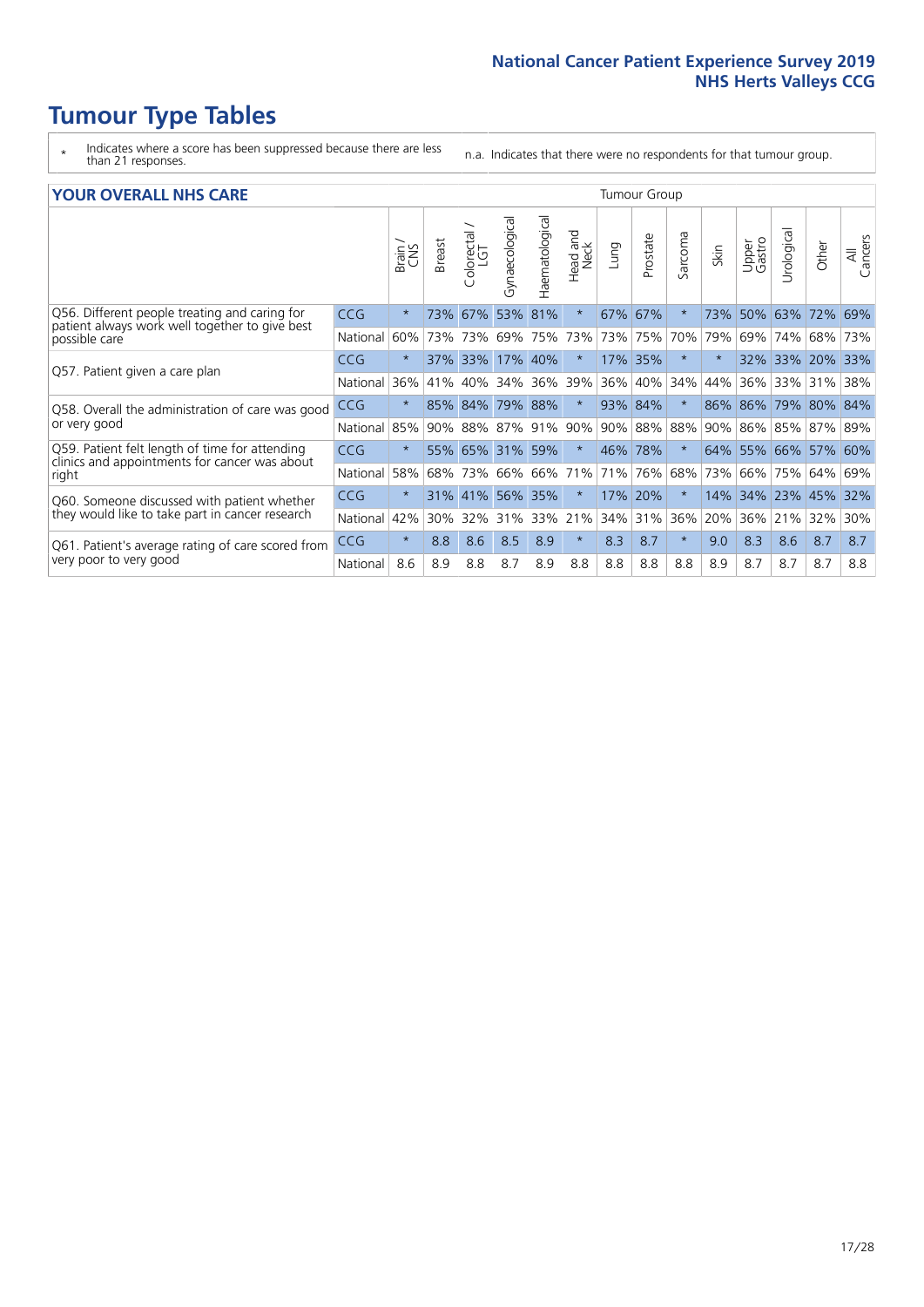# Tumour Type Tables

- \* Indicates where a score has been suppressed because there are less than 21 responses.
- n.a. Indicates that there were no respondents for that tumour group.

## YOUR OVERALL NHS CARE

| | | Brain / CNS | Breast | Colorectal / LGT | Gynaecological | Haematological | Head and Neck | Lung | Prostate | Sarcoma | Skin | Upper Gastro | Urological | Other | All Cancers |
|---|---|---|---|---|---|---|---|---|---|---|---|---|---|---|---|
| Q56. Different people treating and caring for patient always work well together to give best possible care | CCG | * | 73% | 67% | 53% | 81% | * | 67% | 67% | * | 73% | 50% | 63% | 72% | 69% |
| | National | 60% | 73% | 73% | 69% | 75% | 73% | 73% | 75% | 70% | 79% | 69% | 74% | 68% | 73% |
| Q57. Patient given a care plan | CCG | * | 37% | 33% | 17% | 40% | * | 17% | 35% | * | * | 32% | 33% | 20% | 33% |
| | National | 36% | 41% | 40% | 34% | 36% | 39% | 36% | 40% | 34% | 44% | 36% | 33% | 31% | 38% |
| Q58. Overall the administration of care was good or very good | CCG | * | 85% | 84% | 79% | 88% | * | 93% | 84% | * | 86% | 86% | 79% | 80% | 84% |
| | National | 85% | 90% | 88% | 87% | 91% | 90% | 90% | 88% | 88% | 90% | 86% | 85% | 87% | 89% |
| Q59. Patient felt length of time for attending clinics and appointments for cancer was about right | CCG | * | 55% | 65% | 31% | 59% | * | 46% | 78% | * | 64% | 55% | 66% | 57% | 60% |
| | National | 58% | 68% | 73% | 66% | 66% | 71% | 71% | 76% | 68% | 73% | 66% | 75% | 64% | 69% |
| Q60. Someone discussed with patient whether they would like to take part in cancer research | CCG | * | 31% | 41% | 56% | 35% | * | 17% | 20% | * | 14% | 34% | 23% | 45% | 32% |
| | National | 42% | 30% | 32% | 31% | 33% | 21% | 34% | 31% | 36% | 20% | 36% | 21% | 32% | 30% |
| Q61. Patient's average rating of care scored from very poor to very good | CCG | * | 8.8 | 8.6 | 8.5 | 8.9 | * | 8.3 | 8.7 | * | 9.0 | 8.3 | 8.6 | 8.7 | 8.7 |
| | National | 8.6 | 8.9 | 8.8 | 8.7 | 8.9 | 8.8 | 8.8 | 8.8 | 8.8 | 8.9 | 8.7 | 8.7 | 8.7 | 8.8 |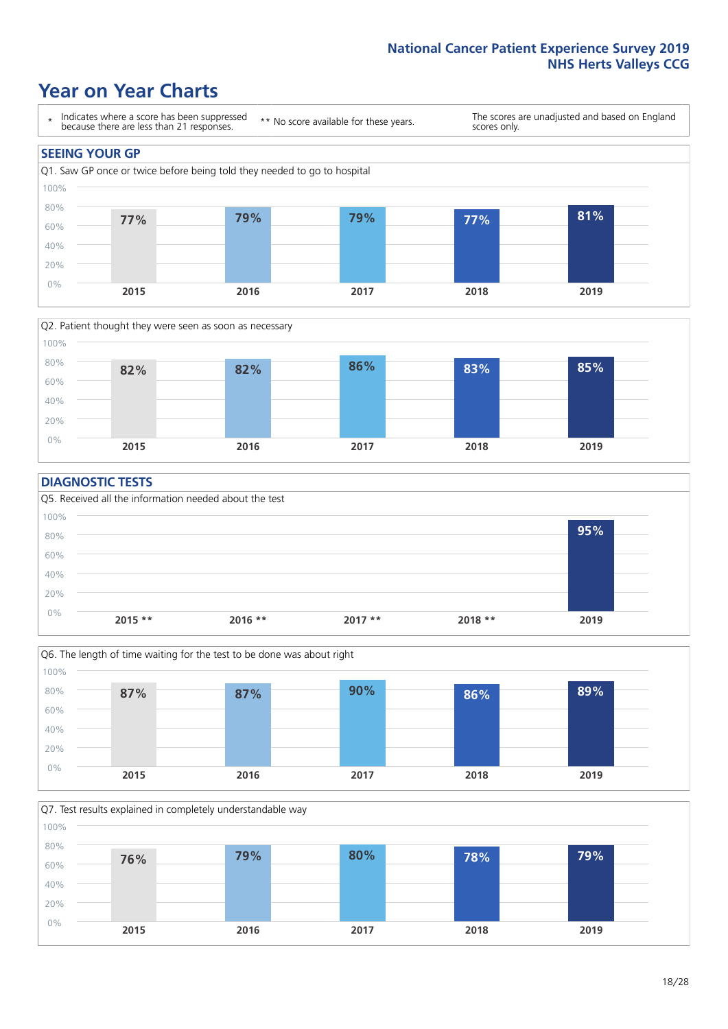# Year on Year Charts

\* Indicates where a score has been suppressed because there are less than 21 responses.

\*\* No score available for these years.

The scores are unadjusted and based on England scores only.

## SEEING YOUR GP

Q1. Saw GP once or twice before being told they needed to go to hospital

| 2015 | 2016 | 2017 | 2018 | 2019 |
|---|---|---|---|---|
| 77% | 79% | 79% | 77% | 81% |

Q2. Patient thought they were seen as soon as necessary

| 2015 | 2016 | 2017 | 2018 | 2019 |
|---|---|---|---|---|
| 82% | 82% | 86% | 83% | 85% |

## DIAGNOSTIC TESTS

Q5. Received all the information needed about the test

| 2015 ** | 2016 ** | 2017 ** | 2018 ** | 2019 |
|---|---|---|---|---|
| | | | | 95% |

Q6. The length of time waiting for the test to be done was about right

| 2015 | 2016 | 2017 | 2018 | 2019 |
|---|---|---|---|---|
| 87% | 87% | 90% | 86% | 89% |

Q7. Test results explained in completely understandable way

| 2015 | 2016 | 2017 | 2018 | 2019 |
|---|---|---|---|---|
| 76% | 79% | 80% | 78% | 79% |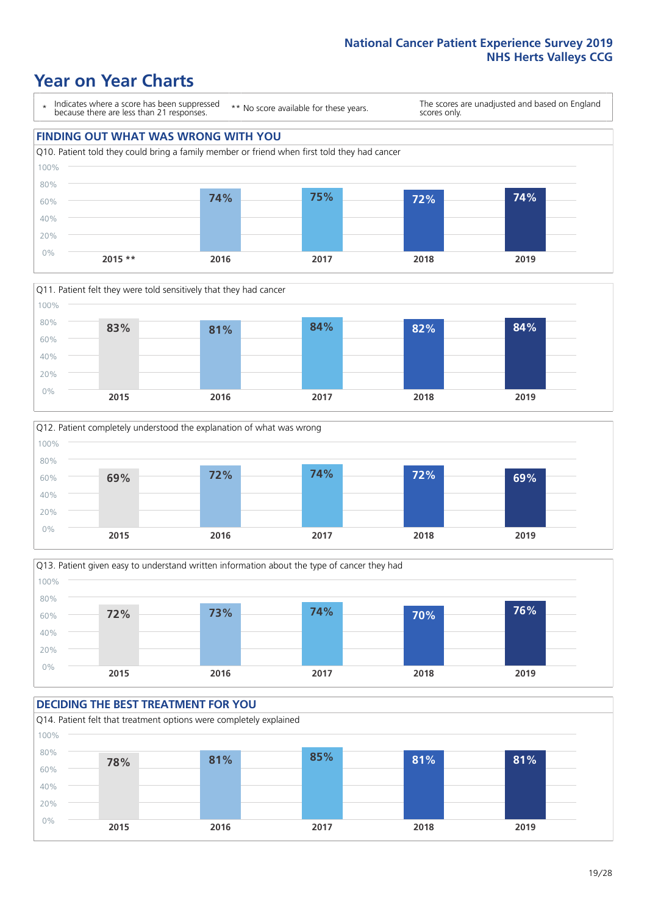# Year on Year Charts

\* Indicates where a score has been suppressed because there are less than 21 responses.

\*\* No score available for these years.

The scores are unadjusted and based on England scores only.

## FINDING OUT WHAT WAS WRONG WITH YOU

Q10. Patient told they could bring a family member or friend when first told they had cancer

| 2015 ** | 2016 | 2017 | 2018 | 2019 |
|---|---|---|---|---|
| | 74% | 75% | 72% | 74% |

Q11. Patient felt they were told sensitively that they had cancer

| 2015 | 2016 | 2017 | 2018 | 2019 |
|---|---|---|---|---|
| 83% | 81% | 84% | 82% | 84% |

Q12. Patient completely understood the explanation of what was wrong

| 2015 | 2016 | 2017 | 2018 | 2019 |
|---|---|---|---|---|
| 69% | 72% | 74% | 72% | 69% |

Q13. Patient given easy to understand written information about the type of cancer they had

| 2015 | 2016 | 2017 | 2018 | 2019 |
|---|---|---|---|---|
| 72% | 73% | 74% | 70% | 76% |

## DECIDING THE BEST TREATMENT FOR YOU

Q14. Patient felt that treatment options were completely explained

| 2015 | 2016 | 2017 | 2018 | 2019 |
|---|---|---|---|---|
| 78% | 81% | 85% | 81% | 81% |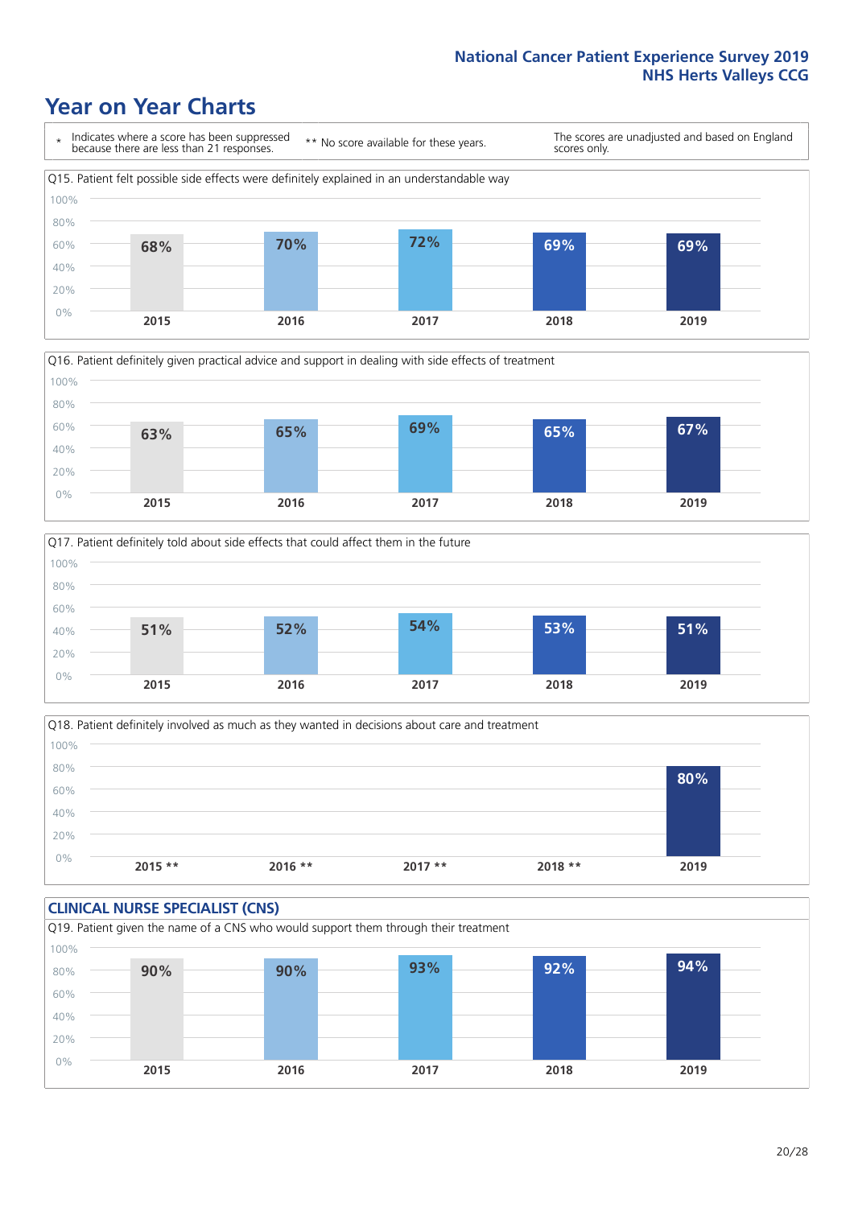# Year on Year Charts

\* Indicates where a score has been suppressed because there are less than 21 responses.

** No score available for these years.

The scores are unadjusted and based on England scores only.

Q15. Patient felt possible side effects were definitely explained in an understandable way

| 2015 | 2016 | 2017 | 2018 | 2019 |
|---|---|---|---|---|
| 68% | 70% | 72% | 69% | 69% |

Q16. Patient definitely given practical advice and support in dealing with side effects of treatment

| 2015 | 2016 | 2017 | 2018 | 2019 |
|---|---|---|---|---|
| 63% | 65% | 69% | 65% | 67% |

Q17. Patient definitely told about side effects that could affect them in the future

| 2015 | 2016 | 2017 | 2018 | 2019 |
|---|---|---|---|---|
| 51% | 52% | 54% | 53% | 51% |

Q18. Patient definitely involved as much as they wanted in decisions about care and treatment

| 2015 ** | 2016 ** | 2017 ** | 2018 ** | 2019 |
|---|---|---|---|---|
| | | | | 80% |

## CLINICAL NURSE SPECIALIST (CNS)

Q19. Patient given the name of a CNS who would support them through their treatment

| 2015 | 2016 | 2017 | 2018 | 2019 |
|---|---|---|---|---|
| 90% | 90% | 93% | 92% | 94% |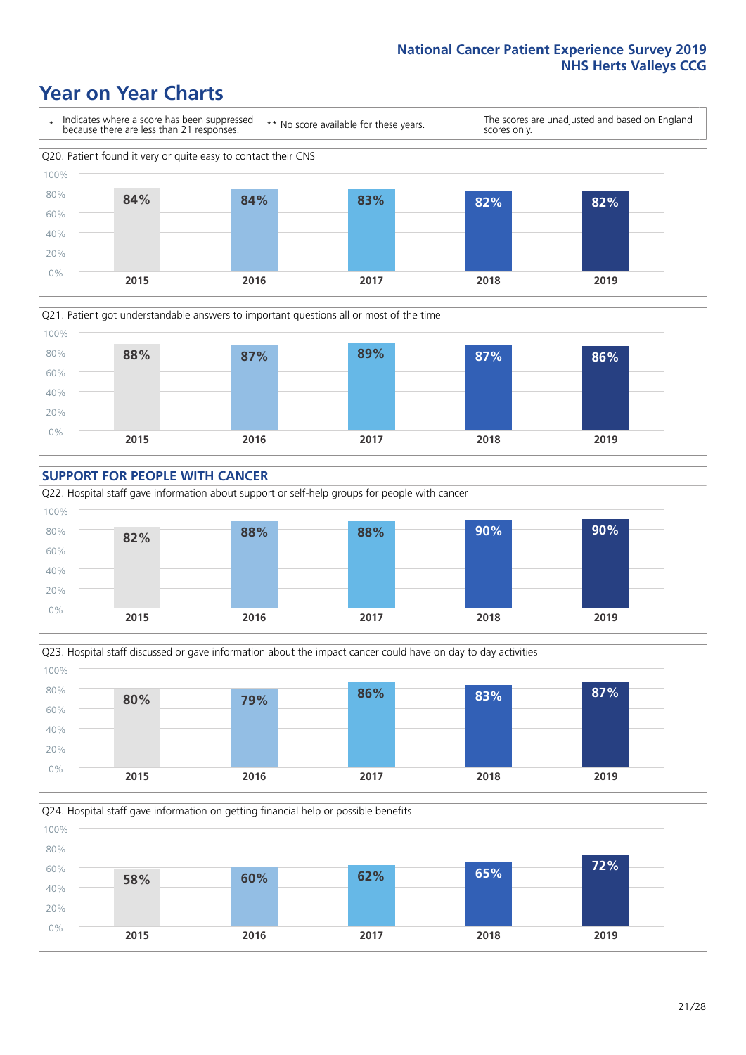# Year on Year Charts

\* Indicates where a score has been suppressed because there are less than 21 responses.

** No score available for these years.

The scores are unadjusted and based on England scores only.

Q20. Patient found it very or quite easy to contact their CNS

| 2015 | 2016 | 2017 | 2018 | 2019 |
|---|---|---|---|---|
| 84% | 84% | 83% | 82% | 82% |

Q21. Patient got understandable answers to important questions all or most of the time

| 2015 | 2016 | 2017 | 2018 | 2019 |
|---|---|---|---|---|
| 88% | 87% | 89% | 87% | 86% |

## SUPPORT FOR PEOPLE WITH CANCER

Q22. Hospital staff gave information about support or self-help groups for people with cancer

| 2015 | 2016 | 2017 | 2018 | 2019 |
|---|---|---|---|---|
| 82% | 88% | 88% | 90% | 90% |

Q23. Hospital staff discussed or gave information about the impact cancer could have on day to day activities

| 2015 | 2016 | 2017 | 2018 | 2019 |
|---|---|---|---|---|
| 80% | 79% | 86% | 83% | 87% |

Q24. Hospital staff gave information on getting financial help or possible benefits

| 2015 | 2016 | 2017 | 2018 | 2019 |
|---|---|---|---|---|
| 58% | 60% | 62% | 65% | 72% |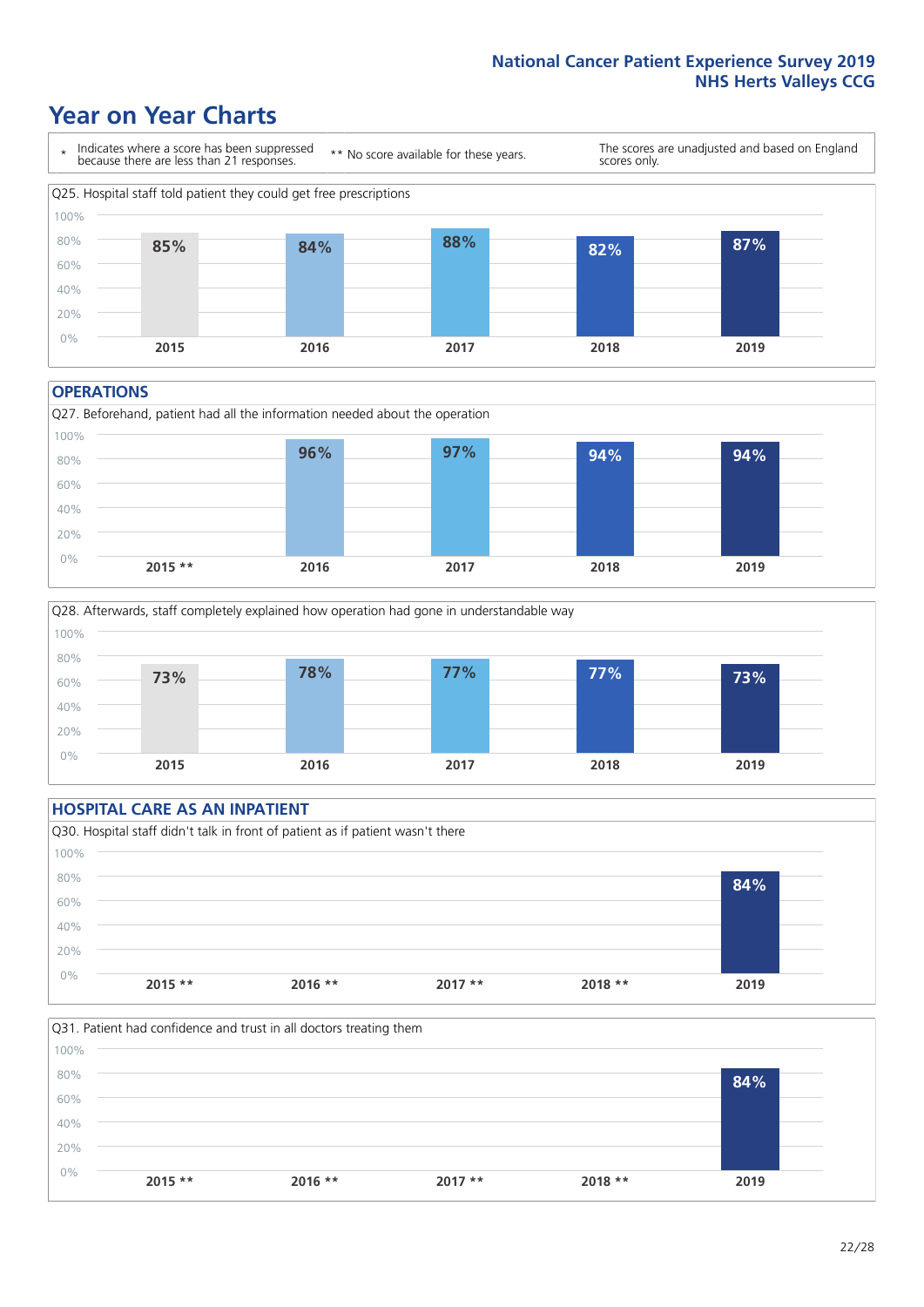# Year on Year Charts

\* Indicates where a score has been suppressed because there are less than 21 responses.

** No score available for these years.

The scores are unadjusted and based on England scores only.

Q25. Hospital staff told patient they could get free prescriptions

| 2015 | 2016 | 2017 | 2018 | 2019 |
|---|---|---|---|---|
| 85% | 84% | 88% | 82% | 87% |

## OPERATIONS

Q27. Beforehand, patient had all the information needed about the operation

| 2015 ** | 2016 | 2017 | 2018 | 2019 |
|---|---|---|---|---|
| | 96% | 97% | 94% | 94% |

Q28. Afterwards, staff completely explained how operation had gone in understandable way

| 2015 | 2016 | 2017 | 2018 | 2019 |
|---|---|---|---|---|
| 73% | 78% | 77% | 77% | 73% |

## HOSPITAL CARE AS AN INPATIENT

Q30. Hospital staff didn't talk in front of patient as if patient wasn't there

| 2015 ** | 2016 ** | 2017 ** | 2018 ** | 2019 |
|---|---|---|---|---|
| | | | | 84% |

Q31. Patient had confidence and trust in all doctors treating them

| 2015 ** | 2016 ** | 2017 ** | 2018 ** | 2019 |
|---|---|---|---|---|
| | | | | 84% |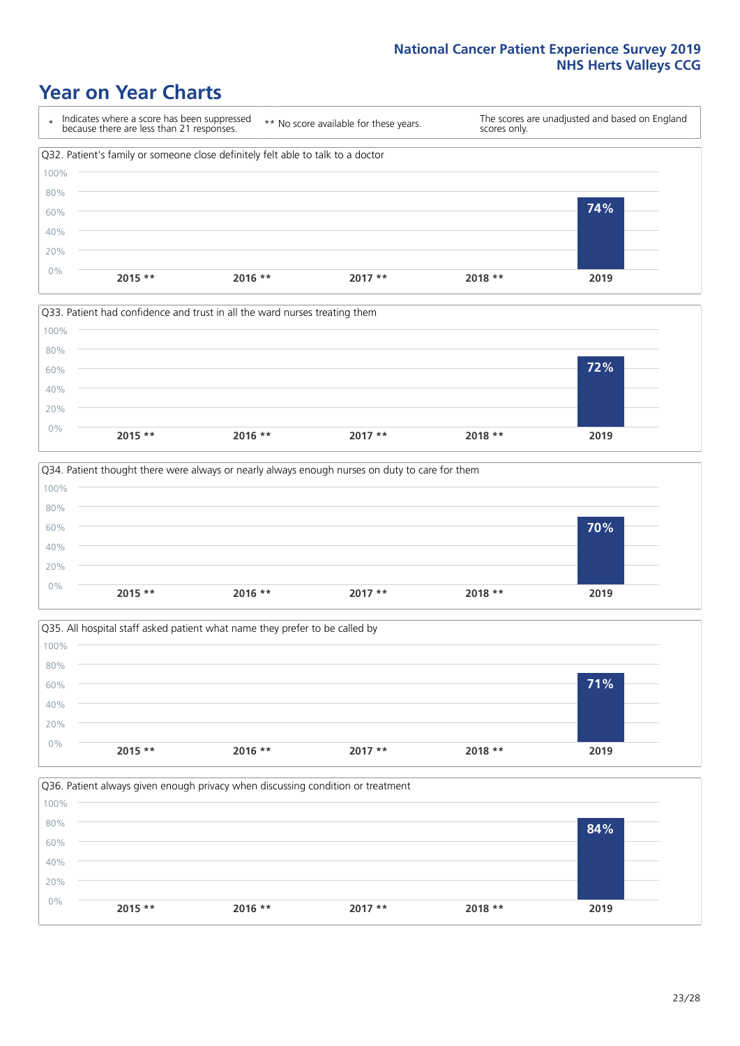# Year on Year Charts

\* Indicates where a score has been suppressed because there are less than 21 responses.

** No score available for these years.

The scores are unadjusted and based on England scores only.

Q32. Patient's family or someone close definitely felt able to talk to a doctor

| 2015 ** | 2016 ** | 2017 ** | 2018 ** | 2019 |
|---|---|---|---|---|
| | | | | 74% |

Q33. Patient had confidence and trust in all the ward nurses treating them

| 2015 ** | 2016 ** | 2017 ** | 2018 ** | 2019 |
|---|---|---|---|---|
| | | | | 72% |

Q34. Patient thought there were always or nearly always enough nurses on duty to care for them

| 2015 ** | 2016 ** | 2017 ** | 2018 ** | 2019 |
|---|---|---|---|---|
| | | | | 70% |

Q35. All hospital staff asked patient what name they prefer to be called by

| 2015 ** | 2016 ** | 2017 ** | 2018 ** | 2019 |
|---|---|---|---|---|
| | | | | 71% |

Q36. Patient always given enough privacy when discussing condition or treatment

| 2015 ** | 2016 ** | 2017 ** | 2018 ** | 2019 |
|---|---|---|---|---|
| | | | | 84% |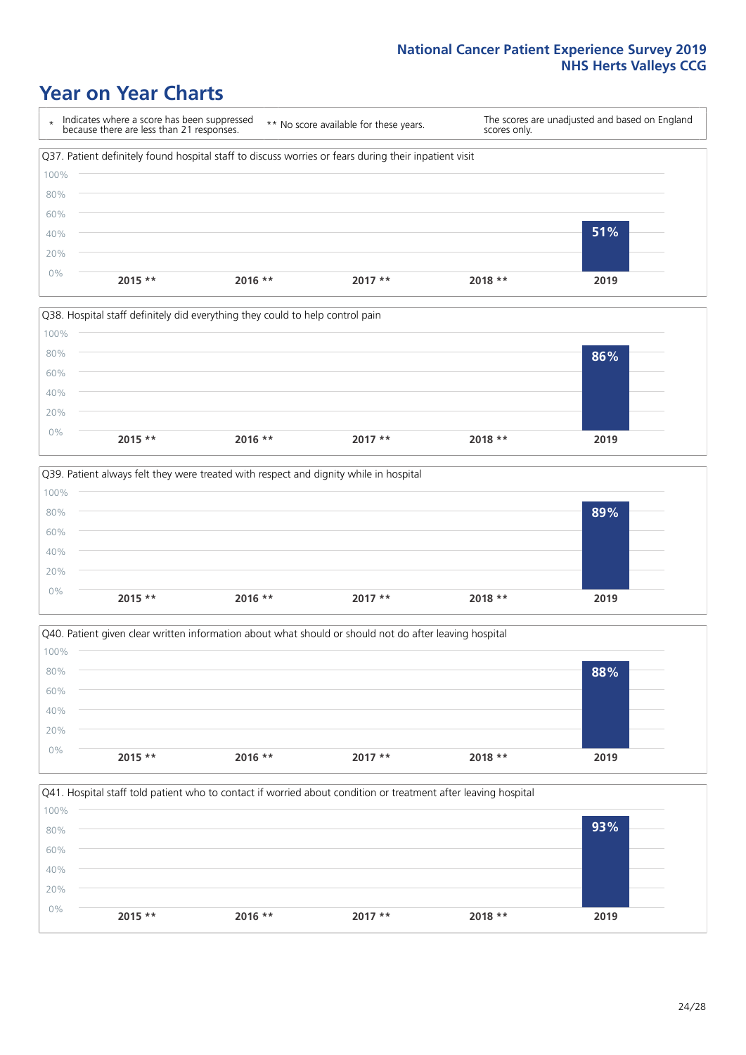# Year on Year Charts

\* Indicates where a score has been suppressed because there are less than 21 responses.

** No score available for these years.

The scores are unadjusted and based on England scores only.

Q37. Patient definitely found hospital staff to discuss worries or fears during their inpatient visit

| 2015 ** | 2016 ** | 2017 ** | 2018 ** | 2019 |
|---|---|---|---|---|
| | | | | 51% |

Q38. Hospital staff definitely did everything they could to help control pain

| 2015 ** | 2016 ** | 2017 ** | 2018 ** | 2019 |
|---|---|---|---|---|
| | | | | 86% |

Q39. Patient always felt they were treated with respect and dignity while in hospital

| 2015 ** | 2016 ** | 2017 ** | 2018 ** | 2019 |
|---|---|---|---|---|
| | | | | 89% |

Q40. Patient given clear written information about what should or should not do after leaving hospital

| 2015 ** | 2016 ** | 2017 ** | 2018 ** | 2019 |
|---|---|---|---|---|
| | | | | 88% |

Q41. Hospital staff told patient who to contact if worried about condition or treatment after leaving hospital

| 2015 ** | 2016 ** | 2017 ** | 2018 ** | 2019 |
|---|---|---|---|---|
| | | | | 93% |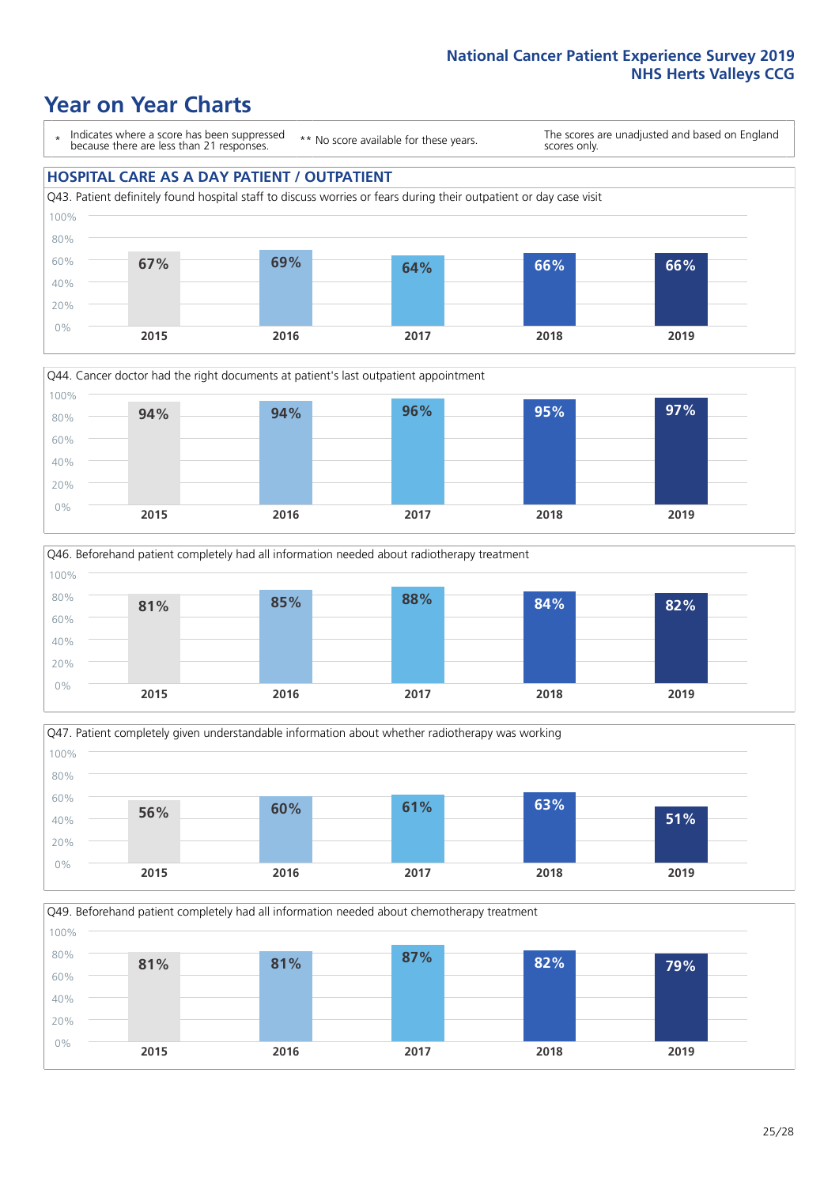# Year on Year Charts

\* Indicates where a score has been suppressed because there are less than 21 responses.

\*\* No score available for these years.

The scores are unadjusted and based on England scores only.

## HOSPITAL CARE AS A DAY PATIENT / OUTPATIENT

Q43. Patient definitely found hospital staff to discuss worries or fears during their outpatient or day case visit

| 2015 | 2016 | 2017 | 2018 | 2019 |
|---|---|---|---|---|
| 67% | 69% | 64% | 66% | 66% |

Q44. Cancer doctor had the right documents at patient's last outpatient appointment

| 2015 | 2016 | 2017 | 2018 | 2019 |
|---|---|---|---|---|
| 94% | 94% | 96% | 95% | 97% |

Q46. Beforehand patient completely had all information needed about radiotherapy treatment

| 2015 | 2016 | 2017 | 2018 | 2019 |
|---|---|---|---|---|
| 81% | 85% | 88% | 84% | 82% |

Q47. Patient completely given understandable information about whether radiotherapy was working

| 2015 | 2016 | 2017 | 2018 | 2019 |
|---|---|---|---|---|
| 56% | 60% | 61% | 63% | 51% |

Q49. Beforehand patient completely had all information needed about chemotherapy treatment

| 2015 | 2016 | 2017 | 2018 | 2019 |
|---|---|---|---|---|
| 81% | 81% | 87% | 82% | 79% |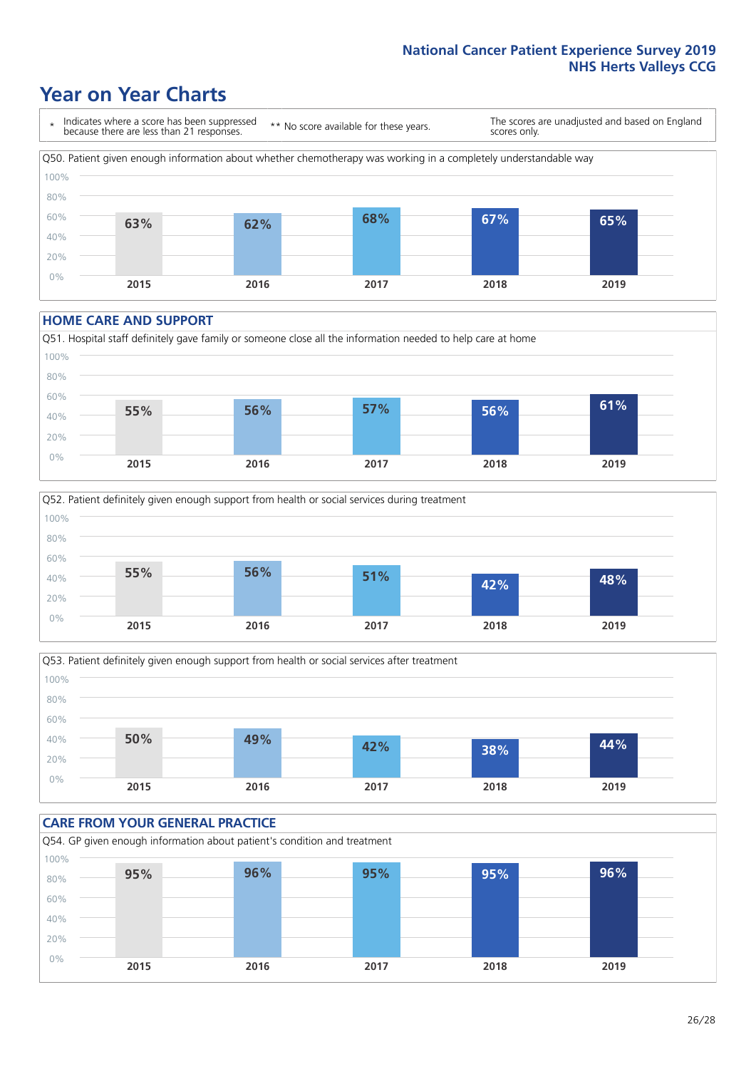# Year on Year Charts

| * Indicates where a score has been suppressed because there are less than 21 responses. | ** No score available for these years. | The scores are unadjusted and based on England scores only. |
|---|---|---|

Q50. Patient given enough information about whether chemotherapy was working in a completely understandable way

| 2015 | 2016 | 2017 | 2018 | 2019 |
|---|---|---|---|---|
| 63% | 62% | 68% | 67% | 65% |

## HOME CARE AND SUPPORT

Q51. Hospital staff definitely gave family or someone close all the information needed to help care at home

| 2015 | 2016 | 2017 | 2018 | 2019 |
|---|---|---|---|---|
| 55% | 56% | 57% | 56% | 61% |

Q52. Patient definitely given enough support from health or social services during treatment

| 2015 | 2016 | 2017 | 2018 | 2019 |
|---|---|---|---|---|
| 55% | 56% | 51% | 42% | 48% |

Q53. Patient definitely given enough support from health or social services after treatment

| 2015 | 2016 | 2017 | 2018 | 2019 |
|---|---|---|---|---|
| 50% | 49% | 42% | 38% | 44% |

## CARE FROM YOUR GENERAL PRACTICE

Q54. GP given enough information about patient's condition and treatment

| 2015 | 2016 | 2017 | 2018 | 2019 |
|---|---|---|---|---|
| 95% | 96% | 95% | 95% | 96% |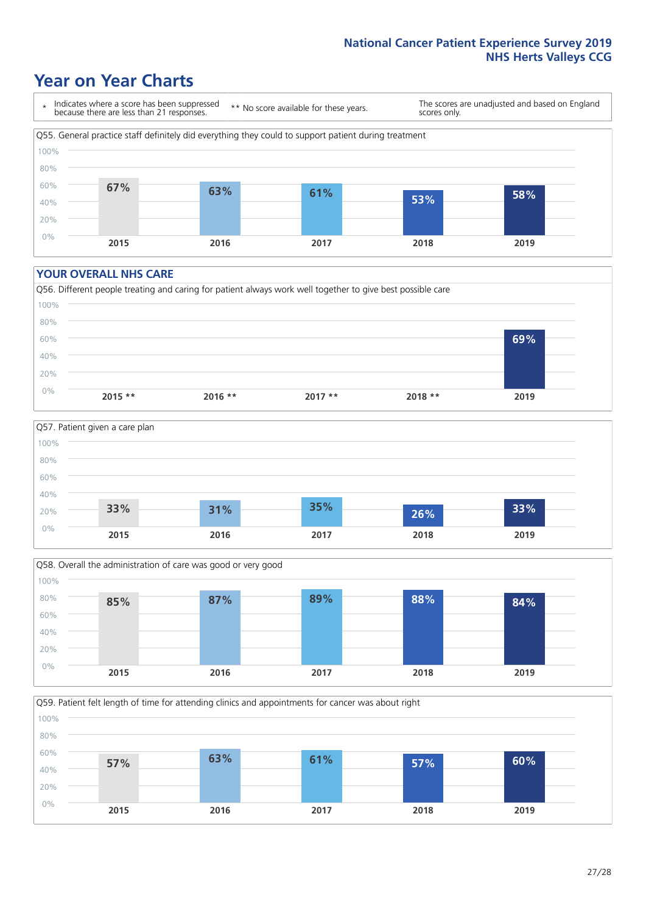# Year on Year Charts

| * Indicates where a score has been suppressed because there are less than 21 responses. | ** No score available for these years. | The scores are unadjusted and based on England scores only. |
|---|---|---|

Q55. General practice staff definitely did everything they could to support patient during treatment

| 2015 | 2016 | 2017 | 2018 | 2019 |
|---|---|---|---|---|
| 67% | 63% | 61% | 53% | 58% |

## YOUR OVERALL NHS CARE

Q56. Different people treating and caring for patient always work well together to give best possible care

| 2015 ** | 2016 ** | 2017 ** | 2018 ** | 2019 |
|---|---|---|---|---|
| | | | | 69% |

Q57. Patient given a care plan

| 2015 | 2016 | 2017 | 2018 | 2019 |
|---|---|---|---|---|
| 33% | 31% | 35% | 26% | 33% |

Q58. Overall the administration of care was good or very good

| 2015 | 2016 | 2017 | 2018 | 2019 |
|---|---|---|---|---|
| 85% | 87% | 89% | 88% | 84% |

Q59. Patient felt length of time for attending clinics and appointments for cancer was about right

| 2015 | 2016 | 2017 | 2018 | 2019 |
|---|---|---|---|---|
| 57% | 63% | 61% | 57% | 60% |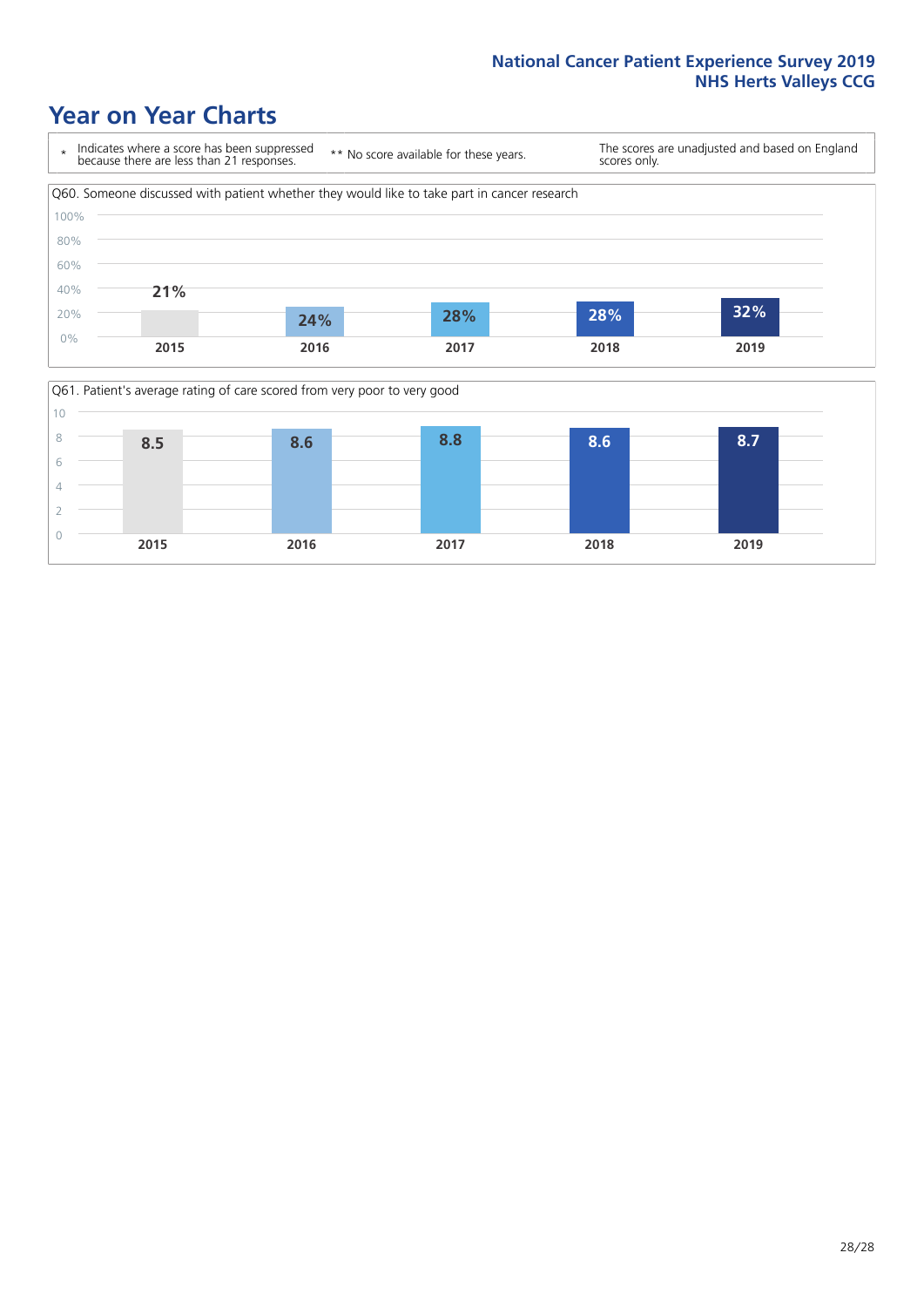# Year on Year Charts

\* Indicates where a score has been suppressed because there are less than 21 responses.

\*\* No score available for these years.

The scores are unadjusted and based on England scores only.

Q60. Someone discussed with patient whether they would like to take part in cancer research

100%
80%
60%
40%
20%
0%

21%
2015

24%
2016

28%
2017

28%
2018

32%
2019

Q61. Patient's average rating of care scored from very poor to very good

10
8
6
4
2
0

8.5
2015

8.6
2016

8.8
2017

8.6
2018

8.7
2019